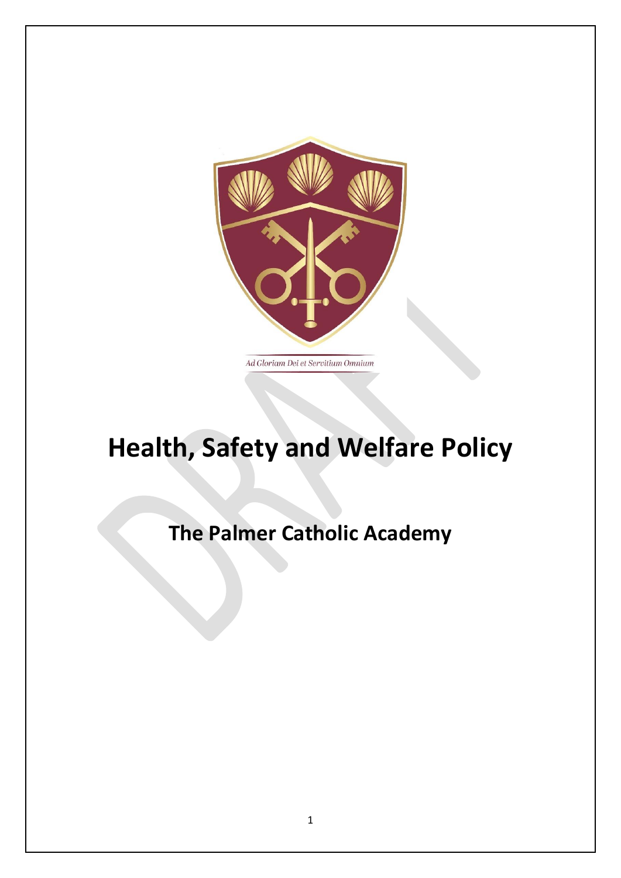*Ad Gloriam Dei et Servitium Omnium*

# Health, Safety and Welfare Policy

## The Palmer Catholic Academy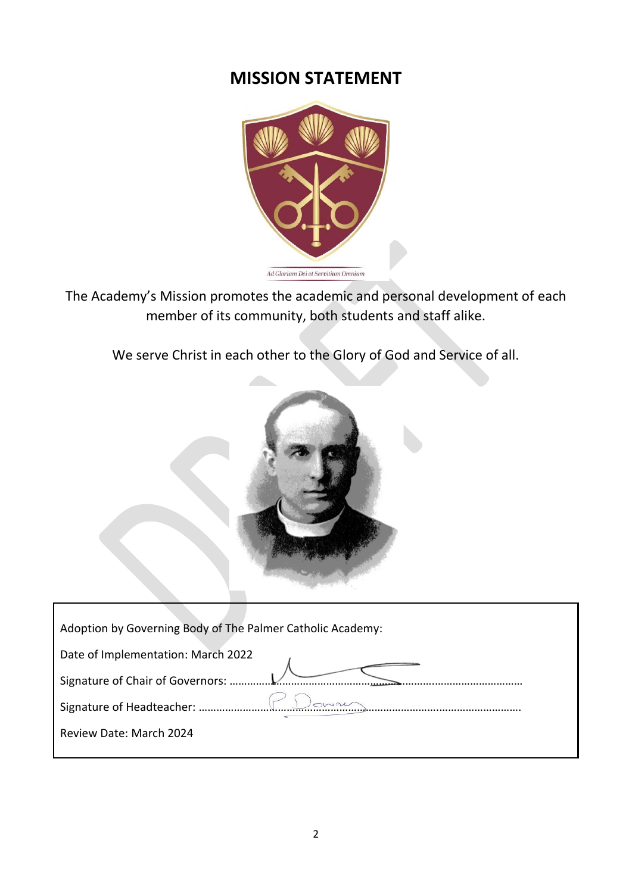# MISSION STATEMENT

*Ad Gloriam Dei et Servitium Omnium*

The Academy's Mission promotes the academic and personal development of each member of its community, both students and staff alike.

We serve Christ in each other to the Glory of God and Service of all.

Adoption by Governing Body of The Palmer Catholic Academy:

Date of Implementation: March 2022

Signature of Chair of Governors: ……………………………………………………………………………………………

Signature of Headteacher: …………………………………………………………………………………………………

Review Date: March 2024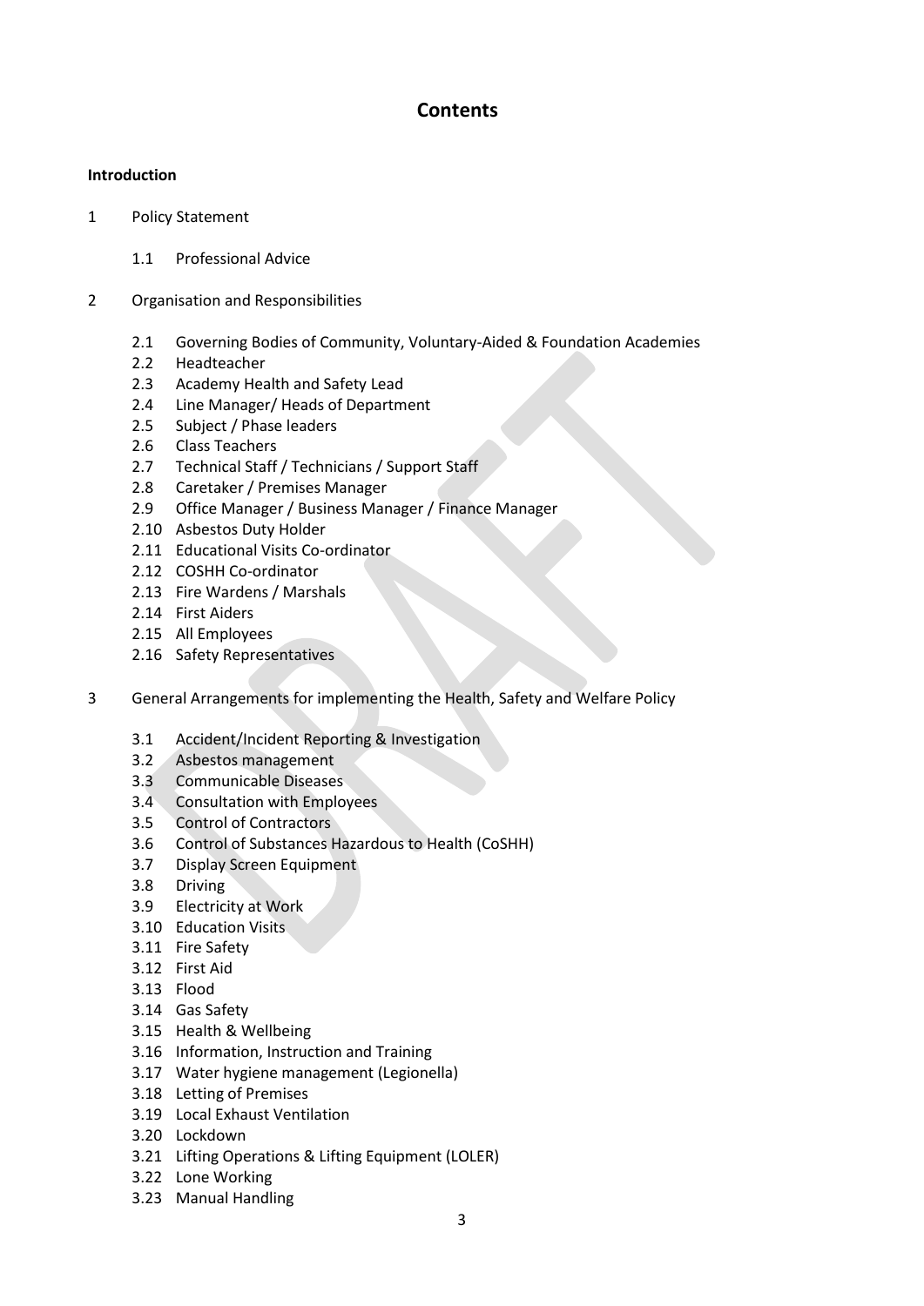# Contents

**Introduction**

1 Policy Statement

- 1.1 Professional Advice

2 Organisation and Responsibilities

- 2.1 Governing Bodies of Community, Voluntary-Aided & Foundation Academies
- 2.2 Headteacher
- 2.3 Academy Health and Safety Lead
- 2.4 Line Manager/ Heads of Department
- 2.5 Subject / Phase leaders
- 2.6 Class Teachers
- 2.7 Technical Staff / Technicians / Support Staff
- 2.8 Caretaker / Premises Manager
- 2.9 Office Manager / Business Manager / Finance Manager
- 2.10 Asbestos Duty Holder
- 2.11 Educational Visits Co-ordinator
- 2.12 COSHH Co-ordinator
- 2.13 Fire Wardens / Marshals
- 2.14 First Aiders
- 2.15 All Employees
- 2.16 Safety Representatives

3 General Arrangements for implementing the Health, Safety and Welfare Policy

- 3.1 Accident/Incident Reporting & Investigation
- 3.2 Asbestos management
- 3.3 Communicable Diseases
- 3.4 Consultation with Employees
- 3.5 Control of Contractors
- 3.6 Control of Substances Hazardous to Health (CoSHH)
- 3.7 Display Screen Equipment
- 3.8 Driving
- 3.9 Electricity at Work
- 3.10 Education Visits
- 3.11 Fire Safety
- 3.12 First Aid
- 3.13 Flood
- 3.14 Gas Safety
- 3.15 Health & Wellbeing
- 3.16 Information, Instruction and Training
- 3.17 Water hygiene management (Legionella)
- 3.18 Letting of Premises
- 3.19 Local Exhaust Ventilation
- 3.20 Lockdown
- 3.21 Lifting Operations & Lifting Equipment (LOLER)
- 3.22 Lone Working
- 3.23 Manual Handling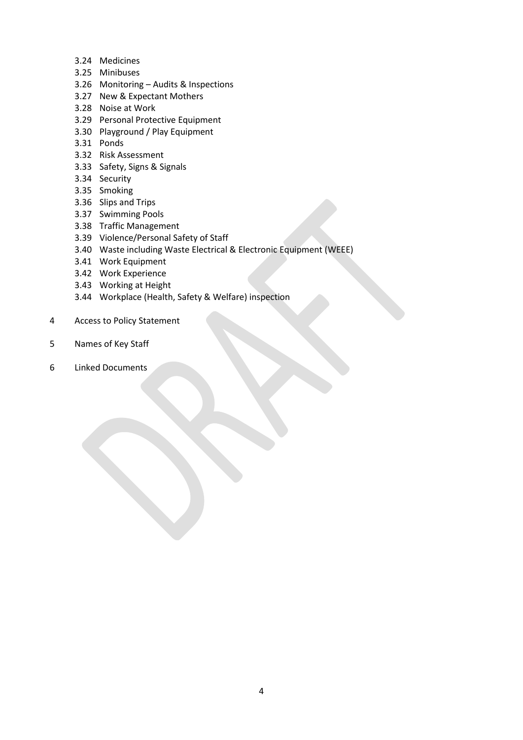- 3.24 Medicines
- 3.25 Minibuses
- 3.26 Monitoring – Audits & Inspections
- 3.27 New & Expectant Mothers
- 3.28 Noise at Work
- 3.29 Personal Protective Equipment
- 3.30 Playground / Play Equipment
- 3.31 Ponds
- 3.32 Risk Assessment
- 3.33 Safety, Signs & Signals
- 3.34 Security
- 3.35 Smoking
- 3.36 Slips and Trips
- 3.37 Swimming Pools
- 3.38 Traffic Management
- 3.39 Violence/Personal Safety of Staff
- 3.40 Waste including Waste Electrical & Electronic Equipment (WEEE)
- 3.41 Work Equipment
- 3.42 Work Experience
- 3.43 Working at Height
- 3.44 Workplace (Health, Safety & Welfare) inspection

4 Access to Policy Statement

5 Names of Key Staff

6 Linked Documents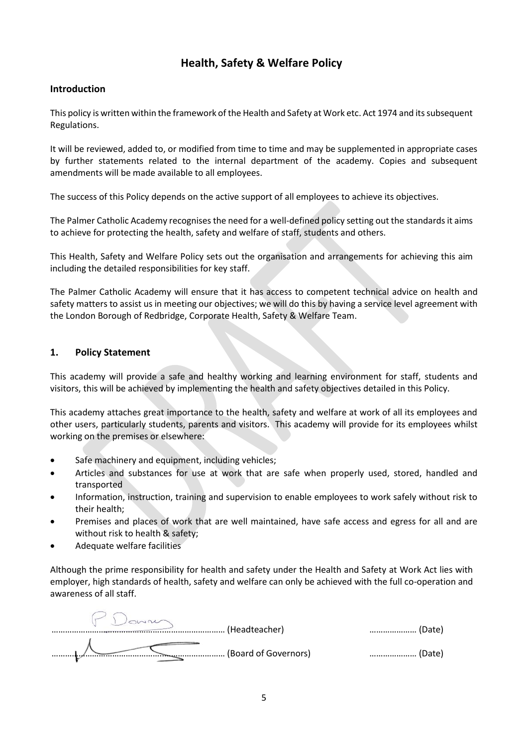# Health, Safety & Welfare Policy

### Introduction

This policy is written within the framework of the Health and Safety at Work etc. Act 1974 and its subsequent Regulations.

It will be reviewed, added to, or modified from time to time and may be supplemented in appropriate cases by further statements related to the internal department of the academy. Copies and subsequent amendments will be made available to all employees.

The success of this Policy depends on the active support of all employees to achieve its objectives.

The Palmer Catholic Academy recognises the need for a well-defined policy setting out the standards it aims to achieve for protecting the health, safety and welfare of staff, students and others.

This Health, Safety and Welfare Policy sets out the organisation and arrangements for achieving this aim including the detailed responsibilities for key staff.

The Palmer Catholic Academy will ensure that it has access to competent technical advice on health and safety matters to assist us in meeting our objectives; we will do this by having a service level agreement with the London Borough of Redbridge, Corporate Health, Safety & Welfare Team.

### 1. Policy Statement

This academy will provide a safe and healthy working and learning environment for staff, students and visitors, this will be achieved by implementing the health and safety objectives detailed in this Policy.

This academy attaches great importance to the health, safety and welfare at work of all its employees and other users, particularly students, parents and visitors. This academy will provide for its employees whilst working on the premises or elsewhere:

- Safe machinery and equipment, including vehicles;
- Articles and substances for use at work that are safe when properly used, stored, handled and transported
- Information, instruction, training and supervision to enable employees to work safely without risk to their health;
- Premises and places of work that are well maintained, have safe access and egress for all and are without risk to health & safety;
- Adequate welfare facilities

Although the prime responsibility for health and safety under the Health and Safety at Work Act lies with employer, high standards of health, safety and welfare can only be achieved with the full co-operation and awareness of all staff.

……………………………………………………………………… (Headteacher) ………………… (Date)

……………………………………………………………………… (Board of Governors) ………………… (Date)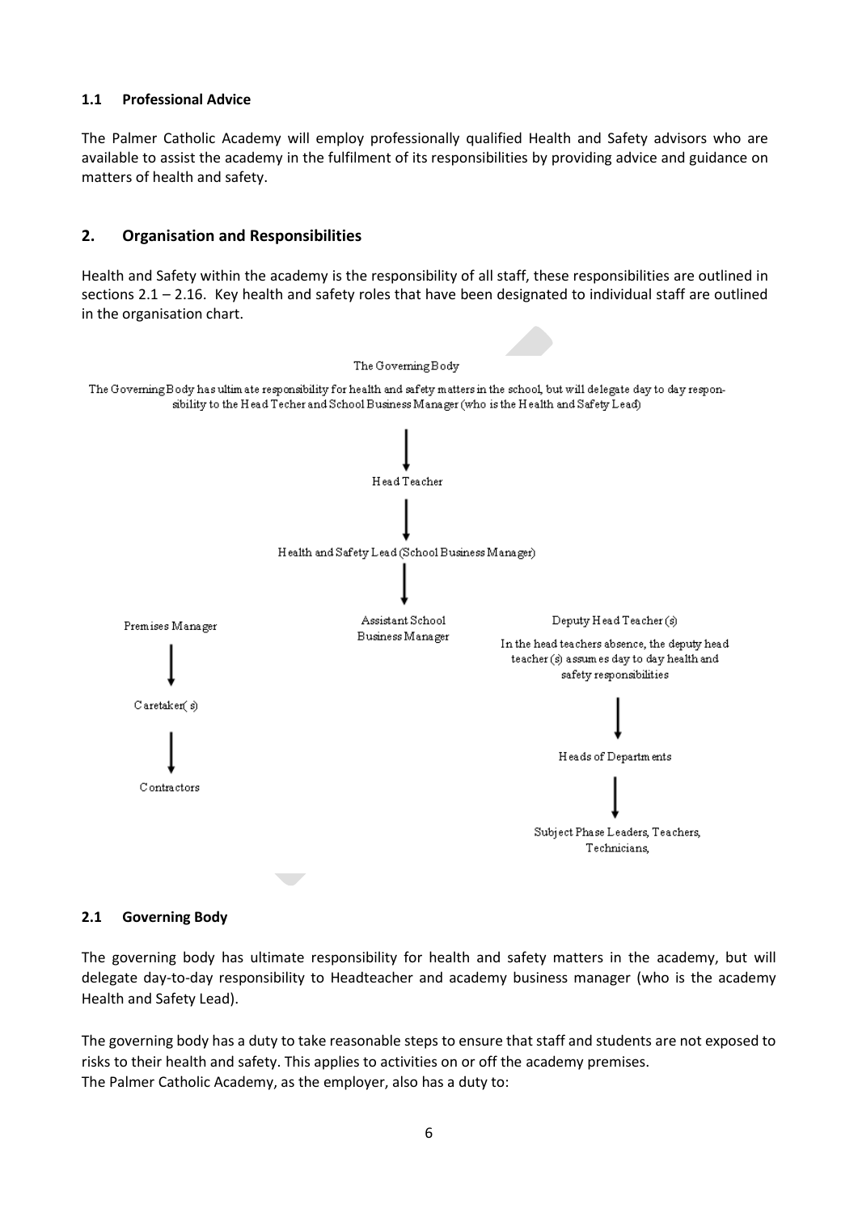### 1.1 Professional Advice

The Palmer Catholic Academy will employ professionally qualified Health and Safety advisors who are available to assist the academy in the fulfilment of its responsibilities by providing advice and guidance on matters of health and safety.

## 2. Organisation and Responsibilities

Health and Safety within the academy is the responsibility of all staff, these responsibilities are outlined in sections 2.1 – 2.16. Key health and safety roles that have been designated to individual staff are outlined in the organisation chart.

The Governing Body

The Governing Body has ultimate responsibility for health and safety matters in the school, but will delegate day to day responsibility to the Head Techer and School Business Manager (who is the Health and Safety Lead)

Head Teacher

Health and Safety Lead (School Business Manager)

Premises Manager

Caretaker(s)

Contractors

Assistant School Business Manager

Deputy Head Teacher(s)

In the head teachers absence, the deputy head teacher(s) assumes day to day health and safety responsibilities

Heads of Departments

Subject Phase Leaders, Teachers, Technicians,

### 2.1 Governing Body

The governing body has ultimate responsibility for health and safety matters in the academy, but will delegate day-to-day responsibility to Headteacher and academy business manager (who is the academy Health and Safety Lead).

The governing body has a duty to take reasonable steps to ensure that staff and students are not exposed to risks to their health and safety. This applies to activities on or off the academy premises.
The Palmer Catholic Academy, as the employer, also has a duty to: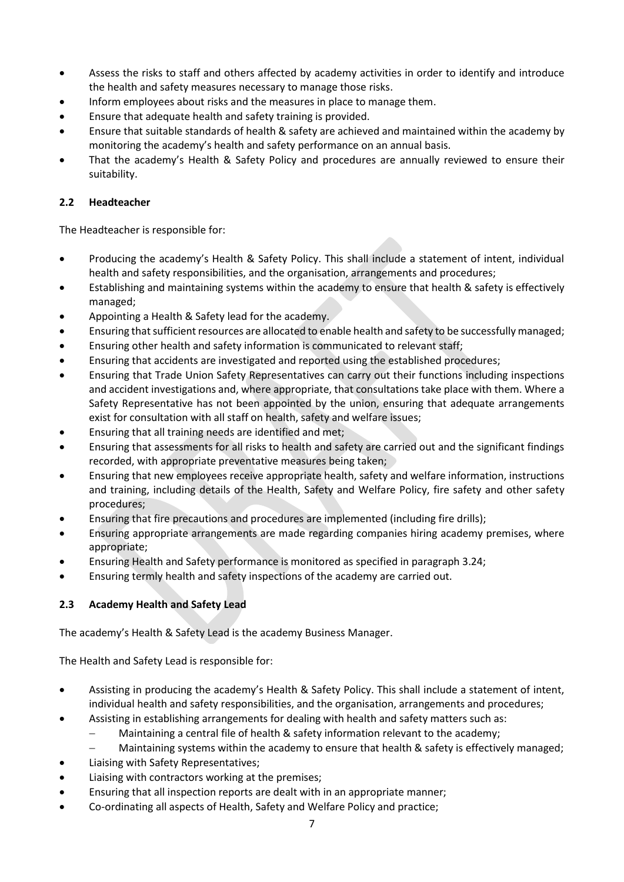- Assess the risks to staff and others affected by academy activities in order to identify and introduce the health and safety measures necessary to manage those risks.
- Inform employees about risks and the measures in place to manage them.
- Ensure that adequate health and safety training is provided.
- Ensure that suitable standards of health & safety are achieved and maintained within the academy by monitoring the academy's health and safety performance on an annual basis.
- That the academy's Health & Safety Policy and procedures are annually reviewed to ensure their suitability.

### 2.2 Headteacher

The Headteacher is responsible for:

- Producing the academy's Health & Safety Policy. This shall include a statement of intent, individual health and safety responsibilities, and the organisation, arrangements and procedures;
- Establishing and maintaining systems within the academy to ensure that health & safety is effectively managed;
- Appointing a Health & Safety lead for the academy.
- Ensuring that sufficient resources are allocated to enable health and safety to be successfully managed;
- Ensuring other health and safety information is communicated to relevant staff;
- Ensuring that accidents are investigated and reported using the established procedures;
- Ensuring that Trade Union Safety Representatives can carry out their functions including inspections and accident investigations and, where appropriate, that consultations take place with them. Where a Safety Representative has not been appointed by the union, ensuring that adequate arrangements exist for consultation with all staff on health, safety and welfare issues;
- Ensuring that all training needs are identified and met;
- Ensuring that assessments for all risks to health and safety are carried out and the significant findings recorded, with appropriate preventative measures being taken;
- Ensuring that new employees receive appropriate health, safety and welfare information, instructions and training, including details of the Health, Safety and Welfare Policy, fire safety and other safety procedures;
- Ensuring that fire precautions and procedures are implemented (including fire drills);
- Ensuring appropriate arrangements are made regarding companies hiring academy premises, where appropriate;
- Ensuring Health and Safety performance is monitored as specified in paragraph 3.24;
- Ensuring termly health and safety inspections of the academy are carried out.

### 2.3 Academy Health and Safety Lead

The academy's Health & Safety Lead is the academy Business Manager.

The Health and Safety Lead is responsible for:

- Assisting in producing the academy's Health & Safety Policy. This shall include a statement of intent, individual health and safety responsibilities, and the organisation, arrangements and procedures;
- Assisting in establishing arrangements for dealing with health and safety matters such as:
  - Maintaining a central file of health & safety information relevant to the academy;
  - Maintaining systems within the academy to ensure that health & safety is effectively managed;
- Liaising with Safety Representatives;
- Liaising with contractors working at the premises;
- Ensuring that all inspection reports are dealt with in an appropriate manner;
- Co-ordinating all aspects of Health, Safety and Welfare Policy and practice;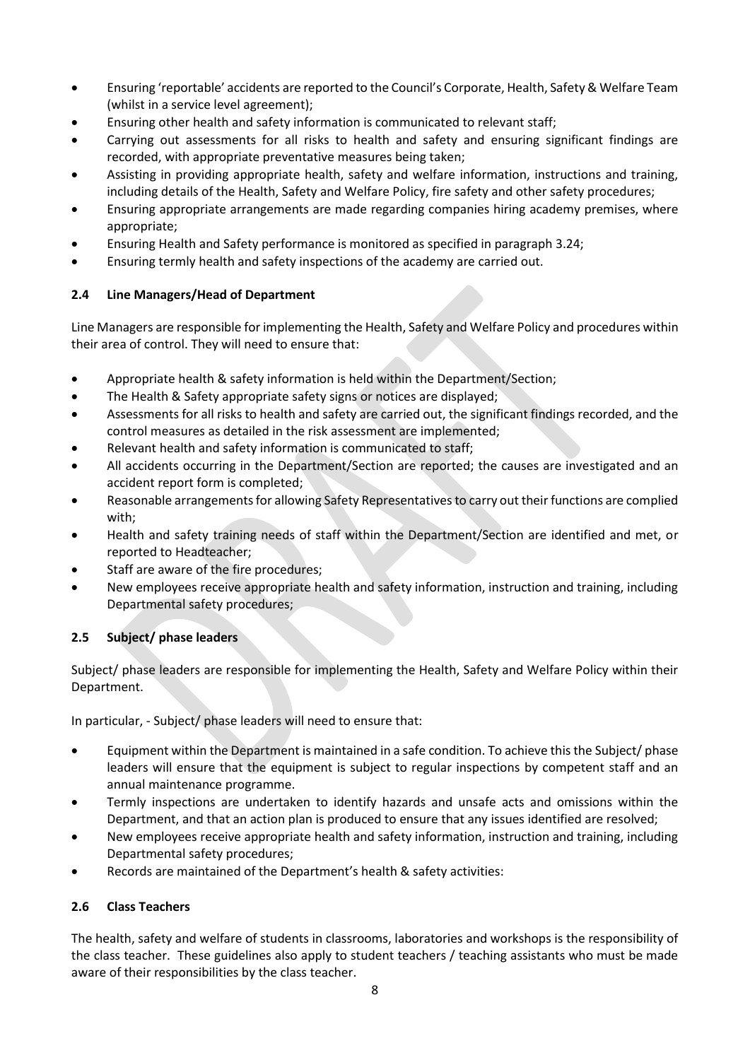- Ensuring 'reportable' accidents are reported to the Council's Corporate, Health, Safety & Welfare Team (whilst in a service level agreement);
- Ensuring other health and safety information is communicated to relevant staff;
- Carrying out assessments for all risks to health and safety and ensuring significant findings are recorded, with appropriate preventative measures being taken;
- Assisting in providing appropriate health, safety and welfare information, instructions and training, including details of the Health, Safety and Welfare Policy, fire safety and other safety procedures;
- Ensuring appropriate arrangements are made regarding companies hiring academy premises, where appropriate;
- Ensuring Health and Safety performance is monitored as specified in paragraph 3.24;
- Ensuring termly health and safety inspections of the academy are carried out.

### 2.4 Line Managers/Head of Department

Line Managers are responsible for implementing the Health, Safety and Welfare Policy and procedures within their area of control. They will need to ensure that:

- Appropriate health & safety information is held within the Department/Section;
- The Health & Safety appropriate safety signs or notices are displayed;
- Assessments for all risks to health and safety are carried out, the significant findings recorded, and the control measures as detailed in the risk assessment are implemented;
- Relevant health and safety information is communicated to staff;
- All accidents occurring in the Department/Section are reported; the causes are investigated and an accident report form is completed;
- Reasonable arrangements for allowing Safety Representatives to carry out their functions are complied with;
- Health and safety training needs of staff within the Department/Section are identified and met, or reported to Headteacher;
- Staff are aware of the fire procedures;
- New employees receive appropriate health and safety information, instruction and training, including Departmental safety procedures;

### 2.5 Subject/ phase leaders

Subject/ phase leaders are responsible for implementing the Health, Safety and Welfare Policy within their Department.

In particular, - Subject/ phase leaders will need to ensure that:

- Equipment within the Department is maintained in a safe condition. To achieve this the Subject/ phase leaders will ensure that the equipment is subject to regular inspections by competent staff and an annual maintenance programme.
- Termly inspections are undertaken to identify hazards and unsafe acts and omissions within the Department, and that an action plan is produced to ensure that any issues identified are resolved;
- New employees receive appropriate health and safety information, instruction and training, including Departmental safety procedures;
- Records are maintained of the Department's health & safety activities:

### 2.6 Class Teachers

The health, safety and welfare of students in classrooms, laboratories and workshops is the responsibility of the class teacher. These guidelines also apply to student teachers / teaching assistants who must be made aware of their responsibilities by the class teacher.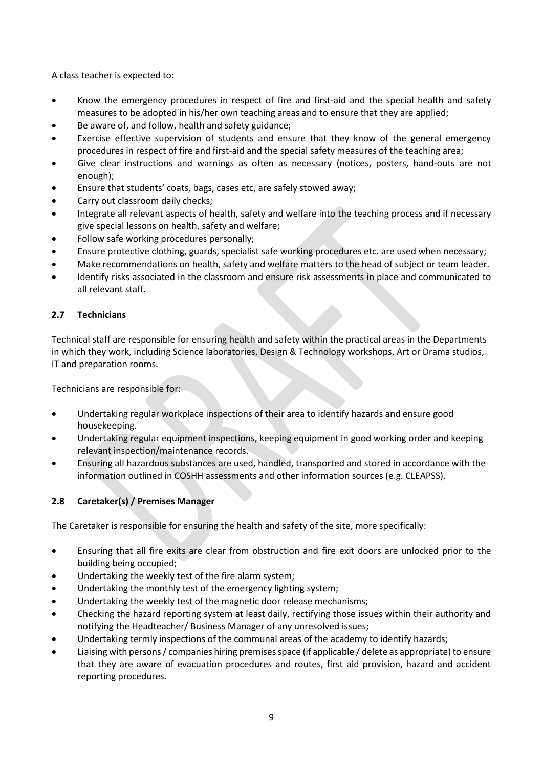A class teacher is expected to:

- Know the emergency procedures in respect of fire and first-aid and the special health and safety measures to be adopted in his/her own teaching areas and to ensure that they are applied;
- Be aware of, and follow, health and safety guidance;
- Exercise effective supervision of students and ensure that they know of the general emergency procedures in respect of fire and first-aid and the special safety measures of the teaching area;
- Give clear instructions and warnings as often as necessary (notices, posters, hand-outs are not enough);
- Ensure that students' coats, bags, cases etc, are safely stowed away;
- Carry out classroom daily checks;
- Integrate all relevant aspects of health, safety and welfare into the teaching process and if necessary give special lessons on health, safety and welfare;
- Follow safe working procedures personally;
- Ensure protective clothing, guards, specialist safe working procedures etc. are used when necessary;
- Make recommendations on health, safety and welfare matters to the head of subject or team leader.
- Identify risks associated in the classroom and ensure risk assessments in place and communicated to all relevant staff.

### 2.7 Technicians

Technical staff are responsible for ensuring health and safety within the practical areas in the Departments in which they work, including Science laboratories, Design & Technology workshops, Art or Drama studios, IT and preparation rooms.

Technicians are responsible for:

- Undertaking regular workplace inspections of their area to identify hazards and ensure good housekeeping.
- Undertaking regular equipment inspections, keeping equipment in good working order and keeping relevant inspection/maintenance records.
- Ensuring all hazardous substances are used, handled, transported and stored in accordance with the information outlined in COSHH assessments and other information sources (e.g. CLEAPSS).

### 2.8 Caretaker(s) / Premises Manager

The Caretaker is responsible for ensuring the health and safety of the site, more specifically:

- Ensuring that all fire exits are clear from obstruction and fire exit doors are unlocked prior to the building being occupied;
- Undertaking the weekly test of the fire alarm system;
- Undertaking the monthly test of the emergency lighting system;
- Undertaking the weekly test of the magnetic door release mechanisms;
- Checking the hazard reporting system at least daily, rectifying those issues within their authority and notifying the Headteacher/ Business Manager of any unresolved issues;
- Undertaking termly inspections of the communal areas of the academy to identify hazards;
- Liaising with persons / companies hiring premises space (if applicable / delete as appropriate) to ensure that they are aware of evacuation procedures and routes, first aid provision, hazard and accident reporting procedures.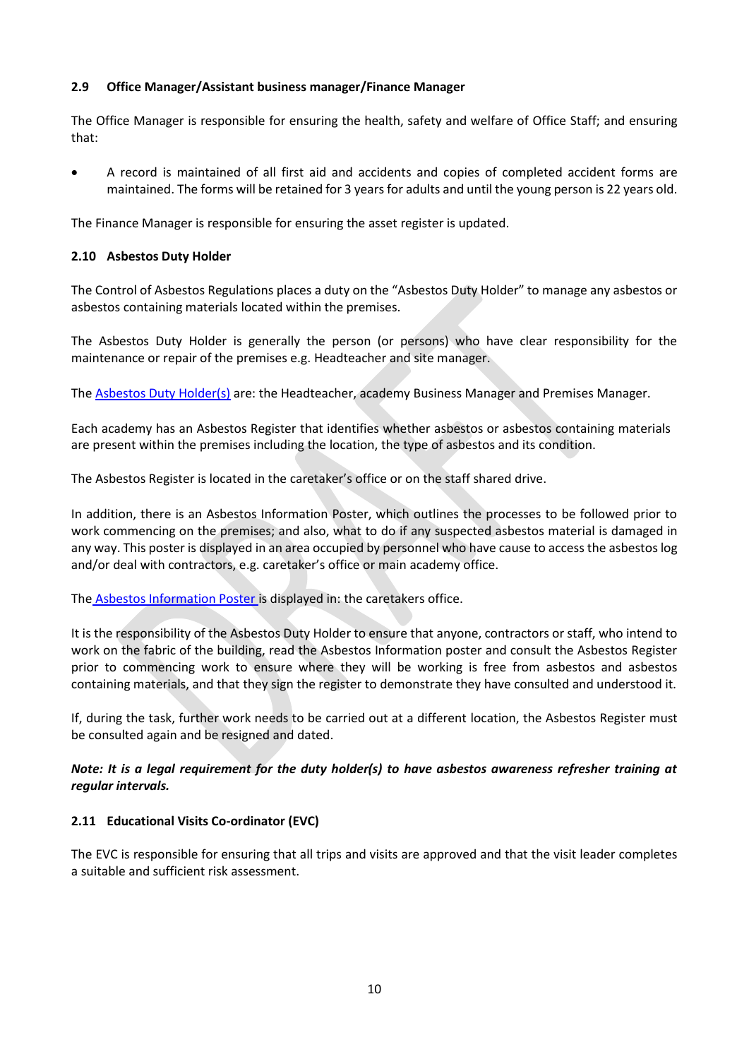### 2.9 Office Manager/Assistant business manager/Finance Manager

The Office Manager is responsible for ensuring the health, safety and welfare of Office Staff; and ensuring that:

- A record is maintained of all first aid and accidents and copies of completed accident forms are maintained. The forms will be retained for 3 years for adults and until the young person is 22 years old.

The Finance Manager is responsible for ensuring the asset register is updated.

### 2.10 Asbestos Duty Holder

The Control of Asbestos Regulations places a duty on the "Asbestos Duty Holder" to manage any asbestos or asbestos containing materials located within the premises.

The Asbestos Duty Holder is generally the person (or persons) who have clear responsibility for the maintenance or repair of the premises e.g. Headteacher and site manager.

The Asbestos Duty Holder(s) are: the Headteacher, academy Business Manager and Premises Manager.

Each academy has an Asbestos Register that identifies whether asbestos or asbestos containing materials are present within the premises including the location, the type of asbestos and its condition.

The Asbestos Register is located in the caretaker's office or on the staff shared drive.

In addition, there is an Asbestos Information Poster, which outlines the processes to be followed prior to work commencing on the premises; and also, what to do if any suspected asbestos material is damaged in any way. This poster is displayed in an area occupied by personnel who have cause to access the asbestos log and/or deal with contractors, e.g. caretaker's office or main academy office.

The Asbestos Information Poster is displayed in: the caretakers office.

It is the responsibility of the Asbestos Duty Holder to ensure that anyone, contractors or staff, who intend to work on the fabric of the building, read the Asbestos Information poster and consult the Asbestos Register prior to commencing work to ensure where they will be working is free from asbestos and asbestos containing materials, and that they sign the register to demonstrate they have consulted and understood it.

If, during the task, further work needs to be carried out at a different location, the Asbestos Register must be consulted again and be resigned and dated.

***Note: It is a legal requirement for the duty holder(s) to have asbestos awareness refresher training at regular intervals.***

### 2.11 Educational Visits Co-ordinator (EVC)

The EVC is responsible for ensuring that all trips and visits are approved and that the visit leader completes a suitable and sufficient risk assessment.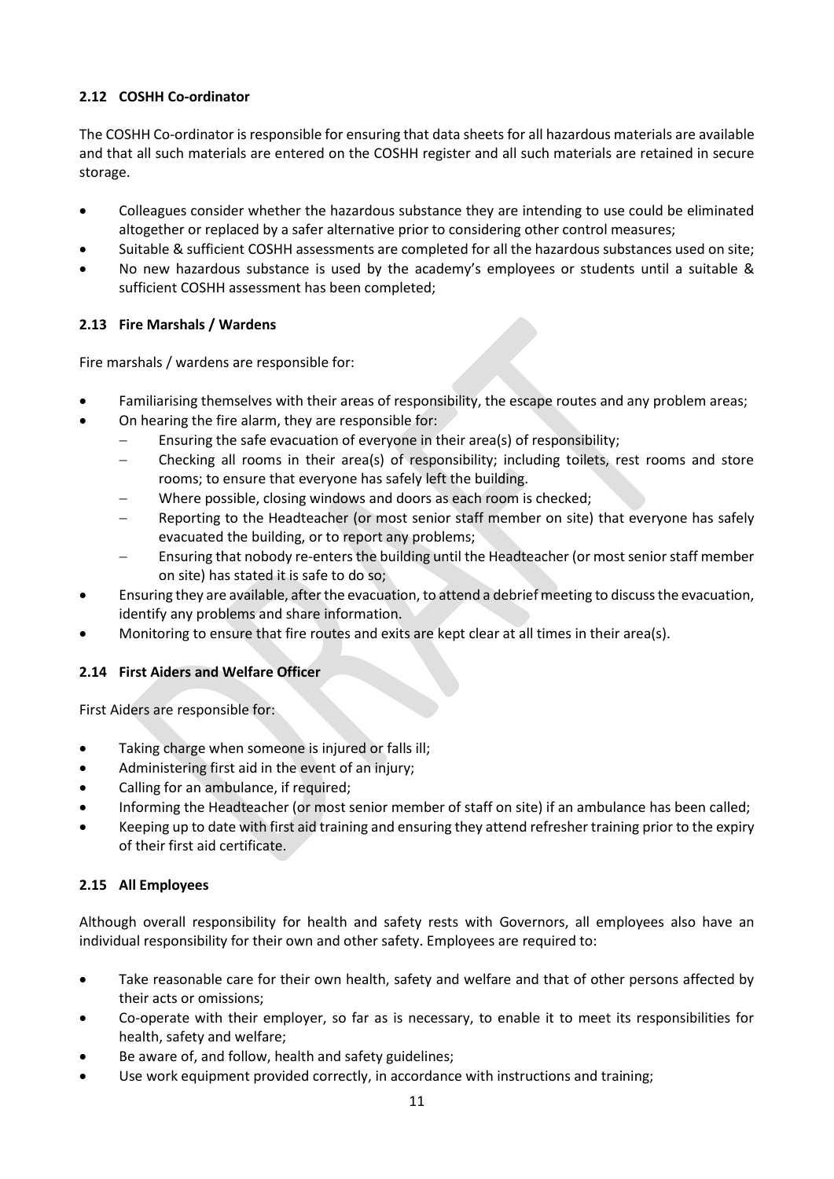### 2.12 COSHH Co-ordinator

The COSHH Co-ordinator is responsible for ensuring that data sheets for all hazardous materials are available and that all such materials are entered on the COSHH register and all such materials are retained in secure storage.

- Colleagues consider whether the hazardous substance they are intending to use could be eliminated altogether or replaced by a safer alternative prior to considering other control measures;
- Suitable & sufficient COSHH assessments are completed for all the hazardous substances used on site;
- No new hazardous substance is used by the academy's employees or students until a suitable & sufficient COSHH assessment has been completed;

### 2.13 Fire Marshals / Wardens

Fire marshals / wardens are responsible for:

- Familiarising themselves with their areas of responsibility, the escape routes and any problem areas;
- On hearing the fire alarm, they are responsible for:
  - Ensuring the safe evacuation of everyone in their area(s) of responsibility;
  - Checking all rooms in their area(s) of responsibility; including toilets, rest rooms and store rooms; to ensure that everyone has safely left the building.
  - Where possible, closing windows and doors as each room is checked;
  - Reporting to the Headteacher (or most senior staff member on site) that everyone has safely evacuated the building, or to report any problems;
  - Ensuring that nobody re-enters the building until the Headteacher (or most senior staff member on site) has stated it is safe to do so;
- Ensuring they are available, after the evacuation, to attend a debrief meeting to discuss the evacuation, identify any problems and share information.
- Monitoring to ensure that fire routes and exits are kept clear at all times in their area(s).

### 2.14 First Aiders and Welfare Officer

First Aiders are responsible for:

- Taking charge when someone is injured or falls ill;
- Administering first aid in the event of an injury;
- Calling for an ambulance, if required;
- Informing the Headteacher (or most senior member of staff on site) if an ambulance has been called;
- Keeping up to date with first aid training and ensuring they attend refresher training prior to the expiry of their first aid certificate.

### 2.15 All Employees

Although overall responsibility for health and safety rests with Governors, all employees also have an individual responsibility for their own and other safety. Employees are required to:

- Take reasonable care for their own health, safety and welfare and that of other persons affected by their acts or omissions;
- Co-operate with their employer, so far as is necessary, to enable it to meet its responsibilities for health, safety and welfare;
- Be aware of, and follow, health and safety guidelines;
- Use work equipment provided correctly, in accordance with instructions and training;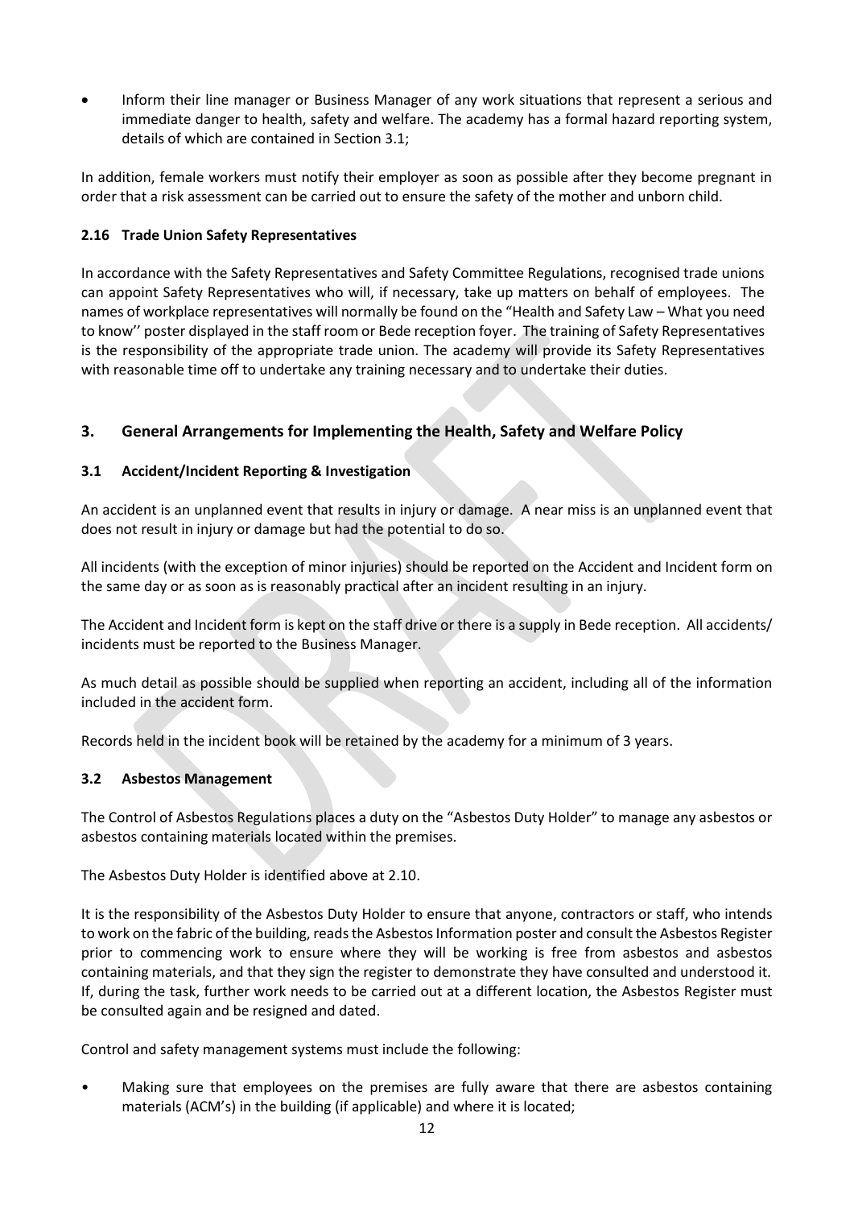- Inform their line manager or Business Manager of any work situations that represent a serious and immediate danger to health, safety and welfare. The academy has a formal hazard reporting system, details of which are contained in Section 3.1;

In addition, female workers must notify their employer as soon as possible after they become pregnant in order that a risk assessment can be carried out to ensure the safety of the mother and unborn child.

### 2.16 Trade Union Safety Representatives

In accordance with the Safety Representatives and Safety Committee Regulations, recognised trade unions can appoint Safety Representatives who will, if necessary, take up matters on behalf of employees. The names of workplace representatives will normally be found on the "Health and Safety Law – What you need to know'' poster displayed in the staff room or Bede reception foyer. The training of Safety Representatives is the responsibility of the appropriate trade union. The academy will provide its Safety Representatives with reasonable time off to undertake any training necessary and to undertake their duties.

## 3. General Arrangements for Implementing the Health, Safety and Welfare Policy

### 3.1 Accident/Incident Reporting & Investigation

An accident is an unplanned event that results in injury or damage. A near miss is an unplanned event that does not result in injury or damage but had the potential to do so.

All incidents (with the exception of minor injuries) should be reported on the Accident and Incident form on the same day or as soon as is reasonably practical after an incident resulting in an injury.

The Accident and Incident form is kept on the staff drive or there is a supply in Bede reception. All accidents/ incidents must be reported to the Business Manager.

As much detail as possible should be supplied when reporting an accident, including all of the information included in the accident form.

Records held in the incident book will be retained by the academy for a minimum of 3 years.

### 3.2 Asbestos Management

The Control of Asbestos Regulations places a duty on the "Asbestos Duty Holder" to manage any asbestos or asbestos containing materials located within the premises.

The Asbestos Duty Holder is identified above at 2.10.

It is the responsibility of the Asbestos Duty Holder to ensure that anyone, contractors or staff, who intends to work on the fabric of the building, reads the Asbestos Information poster and consult the Asbestos Register prior to commencing work to ensure where they will be working is free from asbestos and asbestos containing materials, and that they sign the register to demonstrate they have consulted and understood it. If, during the task, further work needs to be carried out at a different location, the Asbestos Register must be consulted again and be resigned and dated.

Control and safety management systems must include the following:

- Making sure that employees on the premises are fully aware that there are asbestos containing materials (ACM's) in the building (if applicable) and where it is located;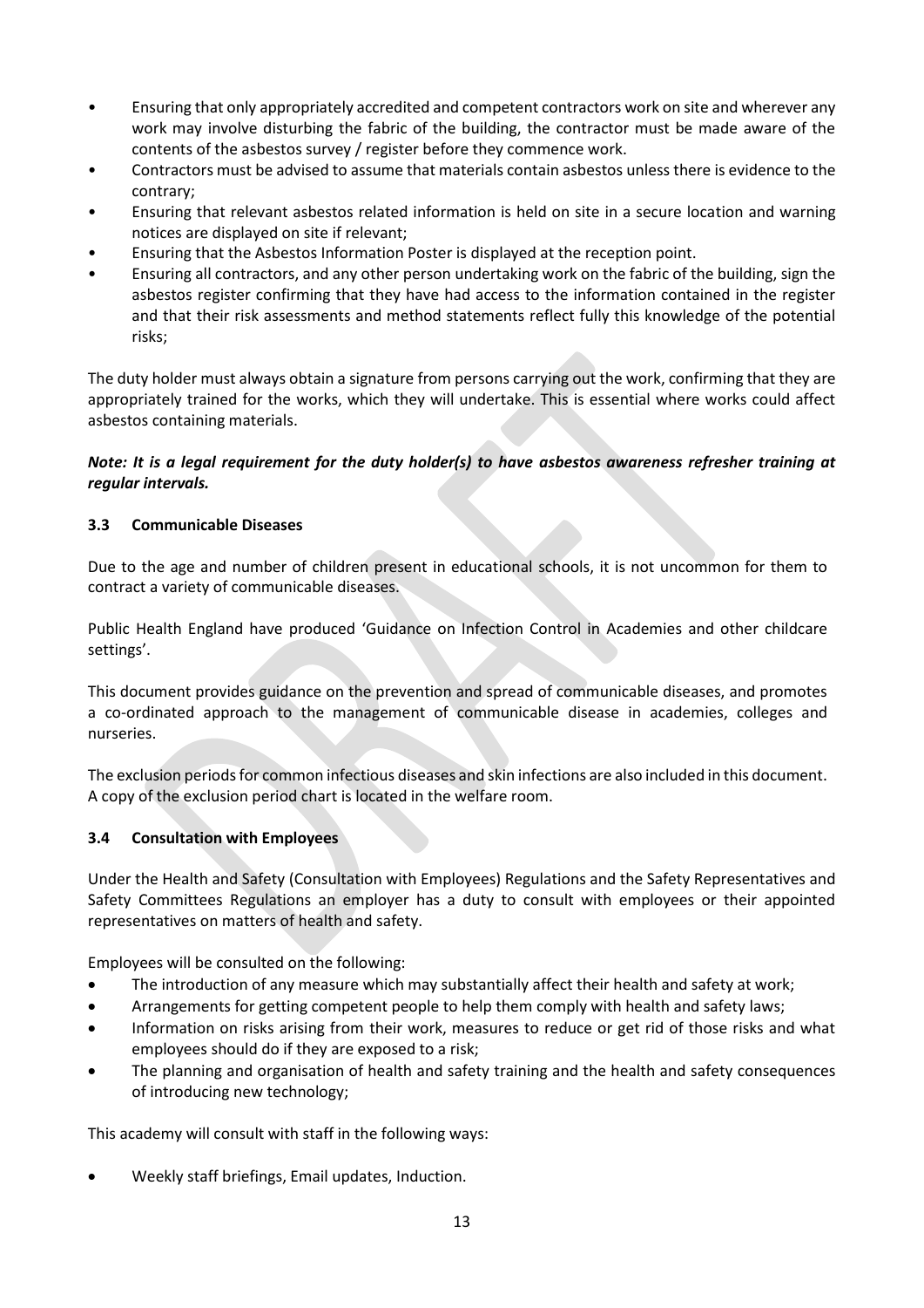- Ensuring that only appropriately accredited and competent contractors work on site and wherever any work may involve disturbing the fabric of the building, the contractor must be made aware of the contents of the asbestos survey / register before they commence work.
- Contractors must be advised to assume that materials contain asbestos unless there is evidence to the contrary;
- Ensuring that relevant asbestos related information is held on site in a secure location and warning notices are displayed on site if relevant;
- Ensuring that the Asbestos Information Poster is displayed at the reception point.
- Ensuring all contractors, and any other person undertaking work on the fabric of the building, sign the asbestos register confirming that they have had access to the information contained in the register and that their risk assessments and method statements reflect fully this knowledge of the potential risks;

The duty holder must always obtain a signature from persons carrying out the work, confirming that they are appropriately trained for the works, which they will undertake. This is essential where works could affect asbestos containing materials.

***Note: It is a legal requirement for the duty holder(s) to have asbestos awareness refresher training at regular intervals.***

### 3.3 Communicable Diseases

Due to the age and number of children present in educational schools, it is not uncommon for them to contract a variety of communicable diseases.

Public Health England have produced 'Guidance on Infection Control in Academies and other childcare settings'.

This document provides guidance on the prevention and spread of communicable diseases, and promotes a co-ordinated approach to the management of communicable disease in academies, colleges and nurseries.

The exclusion periods for common infectious diseases and skin infections are also included in this document. A copy of the exclusion period chart is located in the welfare room.

### 3.4 Consultation with Employees

Under the Health and Safety (Consultation with Employees) Regulations and the Safety Representatives and Safety Committees Regulations an employer has a duty to consult with employees or their appointed representatives on matters of health and safety.

Employees will be consulted on the following:

- The introduction of any measure which may substantially affect their health and safety at work;
- Arrangements for getting competent people to help them comply with health and safety laws;
- Information on risks arising from their work, measures to reduce or get rid of those risks and what employees should do if they are exposed to a risk;
- The planning and organisation of health and safety training and the health and safety consequences of introducing new technology;

This academy will consult with staff in the following ways:

- Weekly staff briefings, Email updates, Induction.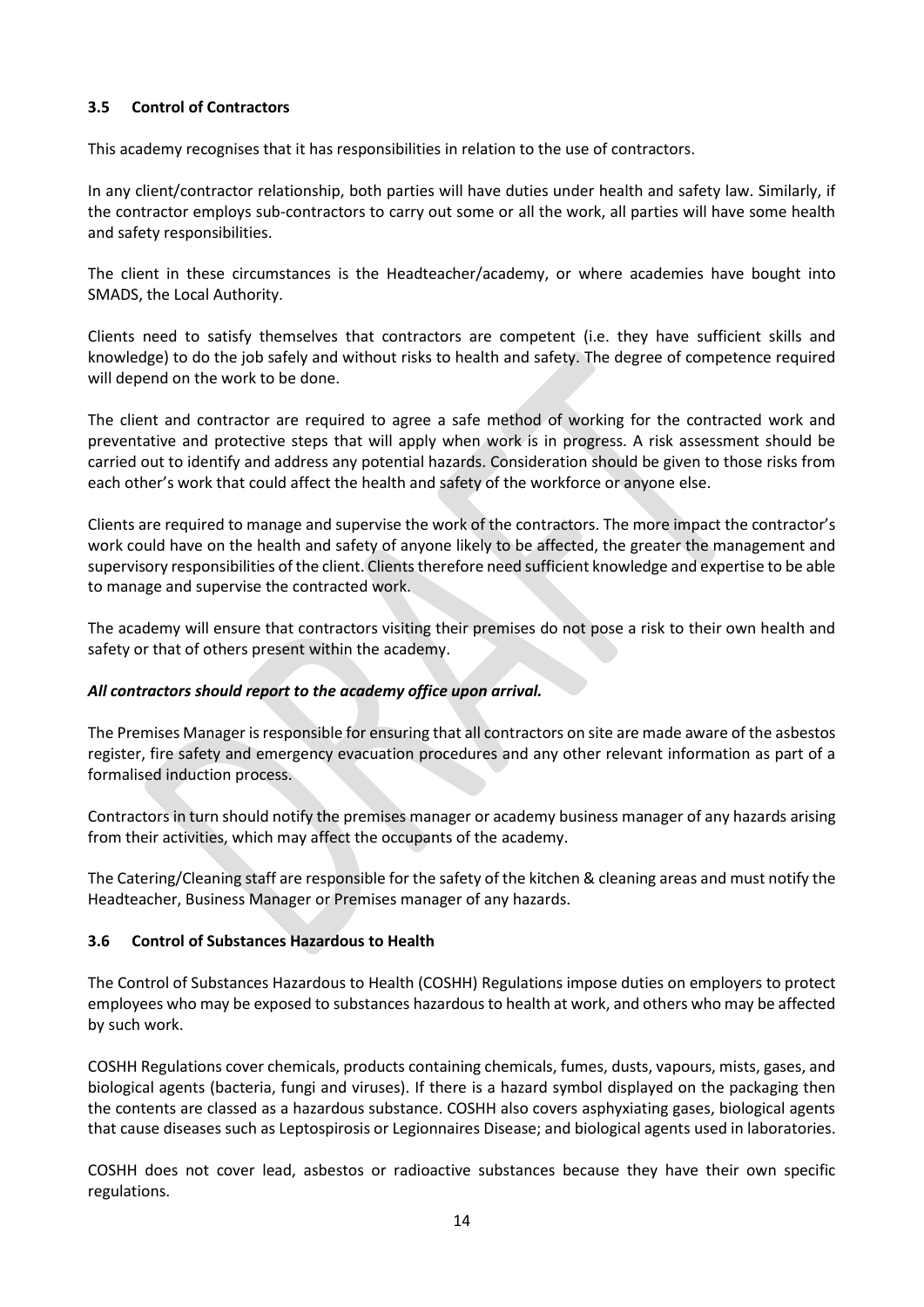### 3.5 Control of Contractors

This academy recognises that it has responsibilities in relation to the use of contractors.

In any client/contractor relationship, both parties will have duties under health and safety law. Similarly, if the contractor employs sub-contractors to carry out some or all the work, all parties will have some health and safety responsibilities.

The client in these circumstances is the Headteacher/academy, or where academies have bought into SMADS, the Local Authority.

Clients need to satisfy themselves that contractors are competent (i.e. they have sufficient skills and knowledge) to do the job safely and without risks to health and safety. The degree of competence required will depend on the work to be done.

The client and contractor are required to agree a safe method of working for the contracted work and preventative and protective steps that will apply when work is in progress. A risk assessment should be carried out to identify and address any potential hazards. Consideration should be given to those risks from each other's work that could affect the health and safety of the workforce or anyone else.

Clients are required to manage and supervise the work of the contractors. The more impact the contractor's work could have on the health and safety of anyone likely to be affected, the greater the management and supervisory responsibilities of the client. Clients therefore need sufficient knowledge and expertise to be able to manage and supervise the contracted work.

The academy will ensure that contractors visiting their premises do not pose a risk to their own health and safety or that of others present within the academy.

***All contractors should report to the academy office upon arrival.***

The Premises Manager is responsible for ensuring that all contractors on site are made aware of the asbestos register, fire safety and emergency evacuation procedures and any other relevant information as part of a formalised induction process.

Contractors in turn should notify the premises manager or academy business manager of any hazards arising from their activities, which may affect the occupants of the academy.

The Catering/Cleaning staff are responsible for the safety of the kitchen & cleaning areas and must notify the Headteacher, Business Manager or Premises manager of any hazards.

### 3.6 Control of Substances Hazardous to Health

The Control of Substances Hazardous to Health (COSHH) Regulations impose duties on employers to protect employees who may be exposed to substances hazardous to health at work, and others who may be affected by such work.

COSHH Regulations cover chemicals, products containing chemicals, fumes, dusts, vapours, mists, gases, and biological agents (bacteria, fungi and viruses). If there is a hazard symbol displayed on the packaging then the contents are classed as a hazardous substance. COSHH also covers asphyxiating gases, biological agents that cause diseases such as Leptospirosis or Legionnaires Disease; and biological agents used in laboratories.

COSHH does not cover lead, asbestos or radioactive substances because they have their own specific regulations.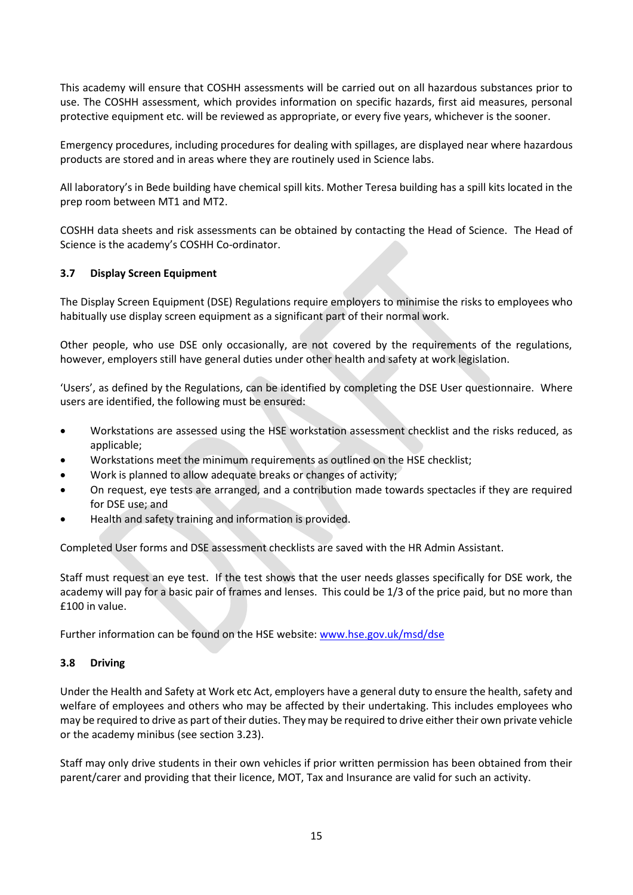This academy will ensure that COSHH assessments will be carried out on all hazardous substances prior to use. The COSHH assessment, which provides information on specific hazards, first aid measures, personal protective equipment etc. will be reviewed as appropriate, or every five years, whichever is the sooner.

Emergency procedures, including procedures for dealing with spillages, are displayed near where hazardous products are stored and in areas where they are routinely used in Science labs.

All laboratory's in Bede building have chemical spill kits. Mother Teresa building has a spill kits located in the prep room between MT1 and MT2.

COSHH data sheets and risk assessments can be obtained by contacting the Head of Science. The Head of Science is the academy's COSHH Co-ordinator.

### 3.7 Display Screen Equipment

The Display Screen Equipment (DSE) Regulations require employers to minimise the risks to employees who habitually use display screen equipment as a significant part of their normal work.

Other people, who use DSE only occasionally, are not covered by the requirements of the regulations, however, employers still have general duties under other health and safety at work legislation.

'Users', as defined by the Regulations, can be identified by completing the DSE User questionnaire. Where users are identified, the following must be ensured:

- Workstations are assessed using the HSE workstation assessment checklist and the risks reduced, as applicable;
- Workstations meet the minimum requirements as outlined on the HSE checklist;
- Work is planned to allow adequate breaks or changes of activity;
- On request, eye tests are arranged, and a contribution made towards spectacles if they are required for DSE use; and
- Health and safety training and information is provided.

Completed User forms and DSE assessment checklists are saved with the HR Admin Assistant.

Staff must request an eye test. If the test shows that the user needs glasses specifically for DSE work, the academy will pay for a basic pair of frames and lenses. This could be 1/3 of the price paid, but no more than £100 in value.

Further information can be found on the HSE website: [www.hse.gov.uk/msd/dse](http://www.hse.gov.uk/msd/dse)

### 3.8 Driving

Under the Health and Safety at Work etc Act, employers have a general duty to ensure the health, safety and welfare of employees and others who may be affected by their undertaking. This includes employees who may be required to drive as part of their duties. They may be required to drive either their own private vehicle or the academy minibus (see section 3.23).

Staff may only drive students in their own vehicles if prior written permission has been obtained from their parent/carer and providing that their licence, MOT, Tax and Insurance are valid for such an activity.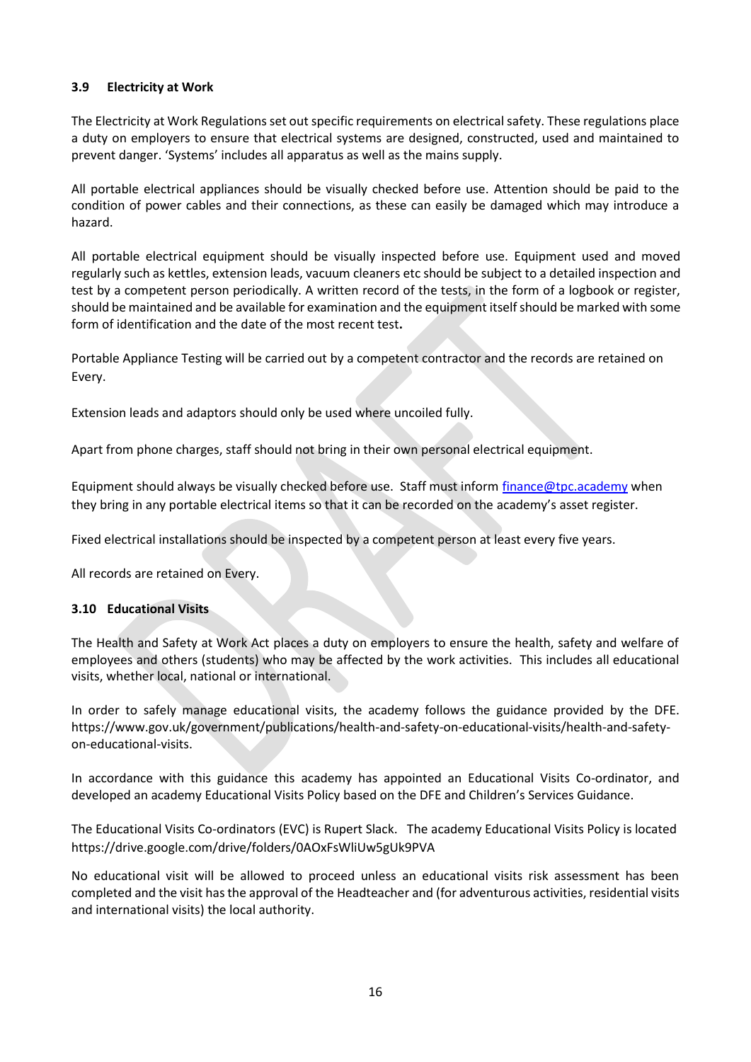### 3.9 Electricity at Work

The Electricity at Work Regulations set out specific requirements on electrical safety. These regulations place a duty on employers to ensure that electrical systems are designed, constructed, used and maintained to prevent danger. 'Systems' includes all apparatus as well as the mains supply.

All portable electrical appliances should be visually checked before use. Attention should be paid to the condition of power cables and their connections, as these can easily be damaged which may introduce a hazard.

All portable electrical equipment should be visually inspected before use. Equipment used and moved regularly such as kettles, extension leads, vacuum cleaners etc should be subject to a detailed inspection and test by a competent person periodically. A written record of the tests, in the form of a logbook or register, should be maintained and be available for examination and the equipment itself should be marked with some form of identification and the date of the most recent test**.**

Portable Appliance Testing will be carried out by a competent contractor and the records are retained on Every.

Extension leads and adaptors should only be used where uncoiled fully.

Apart from phone charges, staff should not bring in their own personal electrical equipment.

Equipment should always be visually checked before use. Staff must inform finance@tpc.academy when they bring in any portable electrical items so that it can be recorded on the academy's asset register.

Fixed electrical installations should be inspected by a competent person at least every five years.

All records are retained on Every.

### 3.10 Educational Visits

The Health and Safety at Work Act places a duty on employers to ensure the health, safety and welfare of employees and others (students) who may be affected by the work activities. This includes all educational visits, whether local, national or international.

In order to safely manage educational visits, the academy follows the guidance provided by the DFE. https://www.gov.uk/government/publications/health-and-safety-on-educational-visits/health-and-safety-on-educational-visits.

In accordance with this guidance this academy has appointed an Educational Visits Co-ordinator, and developed an academy Educational Visits Policy based on the DFE and Children's Services Guidance.

The Educational Visits Co-ordinators (EVC) is Rupert Slack. The academy Educational Visits Policy is located https://drive.google.com/drive/folders/0AOxFsWliUw5gUk9PVA

No educational visit will be allowed to proceed unless an educational visits risk assessment has been completed and the visit has the approval of the Headteacher and (for adventurous activities, residential visits and international visits) the local authority.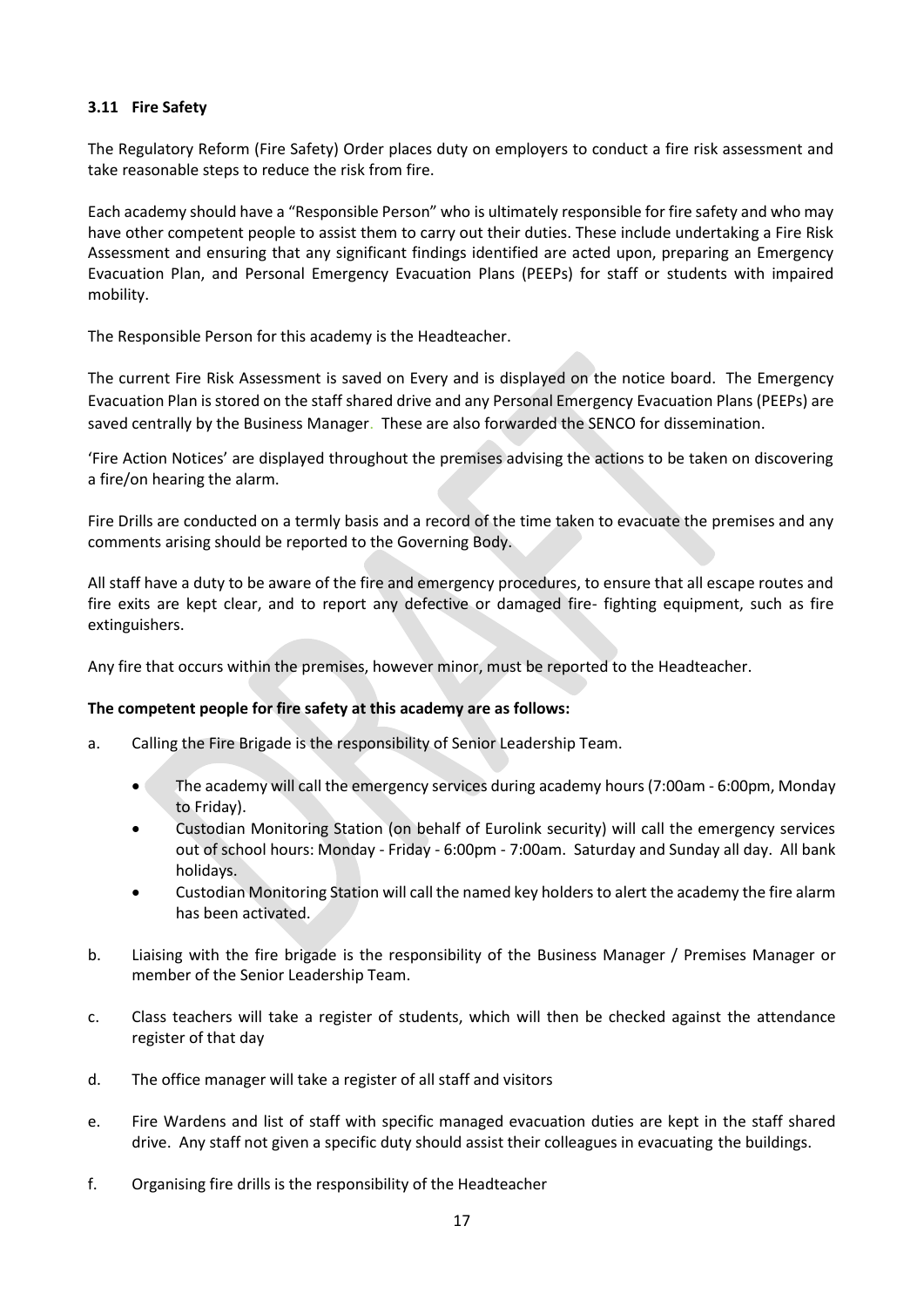### 3.11 Fire Safety

The Regulatory Reform (Fire Safety) Order places duty on employers to conduct a fire risk assessment and take reasonable steps to reduce the risk from fire.

Each academy should have a "Responsible Person" who is ultimately responsible for fire safety and who may have other competent people to assist them to carry out their duties. These include undertaking a Fire Risk Assessment and ensuring that any significant findings identified are acted upon, preparing an Emergency Evacuation Plan, and Personal Emergency Evacuation Plans (PEEPs) for staff or students with impaired mobility.

The Responsible Person for this academy is the Headteacher.

The current Fire Risk Assessment is saved on Every and is displayed on the notice board. The Emergency Evacuation Plan is stored on the staff shared drive and any Personal Emergency Evacuation Plans (PEEPs) are saved centrally by the Business Manager. These are also forwarded the SENCO for dissemination.

'Fire Action Notices' are displayed throughout the premises advising the actions to be taken on discovering a fire/on hearing the alarm.

Fire Drills are conducted on a termly basis and a record of the time taken to evacuate the premises and any comments arising should be reported to the Governing Body.

All staff have a duty to be aware of the fire and emergency procedures, to ensure that all escape routes and fire exits are kept clear, and to report any defective or damaged fire- fighting equipment, such as fire extinguishers.

Any fire that occurs within the premises, however minor, must be reported to the Headteacher.

**The competent people for fire safety at this academy are as follows:**

a. Calling the Fire Brigade is the responsibility of Senior Leadership Team.

   - The academy will call the emergency services during academy hours (7:00am - 6:00pm, Monday to Friday).
   - Custodian Monitoring Station (on behalf of Eurolink security) will call the emergency services out of school hours: Monday - Friday - 6:00pm - 7:00am. Saturday and Sunday all day. All bank holidays.
   - Custodian Monitoring Station will call the named key holders to alert the academy the fire alarm has been activated.

b. Liaising with the fire brigade is the responsibility of the Business Manager / Premises Manager or member of the Senior Leadership Team.

c. Class teachers will take a register of students, which will then be checked against the attendance register of that day

d. The office manager will take a register of all staff and visitors

e. Fire Wardens and list of staff with specific managed evacuation duties are kept in the staff shared drive. Any staff not given a specific duty should assist their colleagues in evacuating the buildings.

f. Organising fire drills is the responsibility of the Headteacher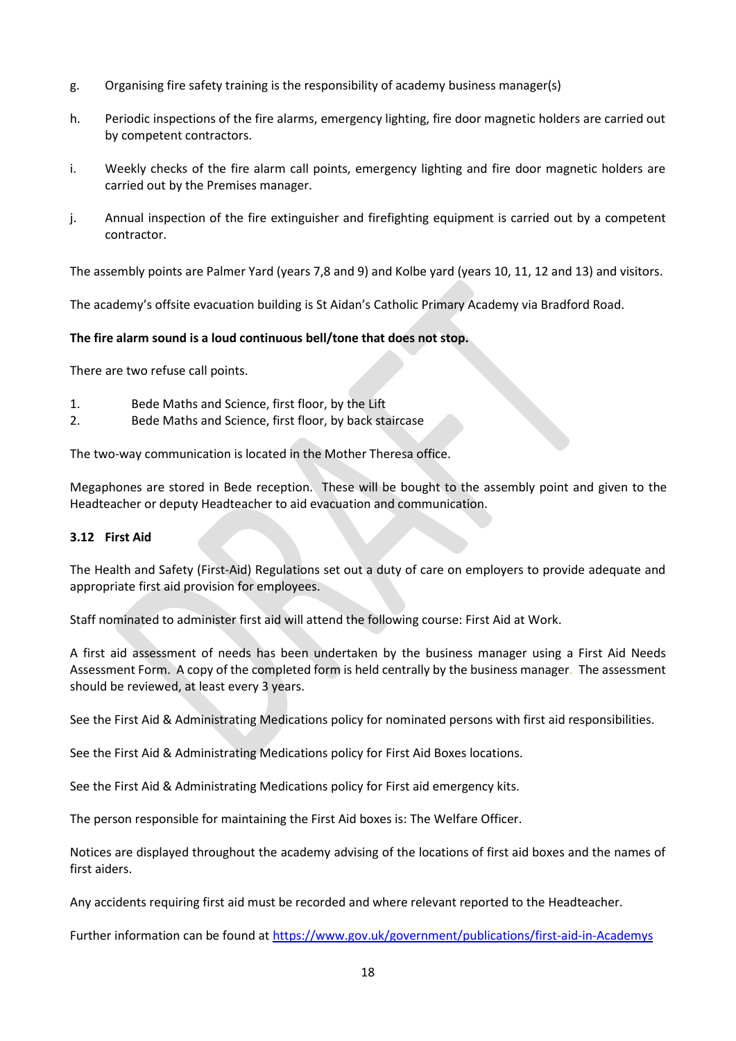g. Organising fire safety training is the responsibility of academy business manager(s)

h. Periodic inspections of the fire alarms, emergency lighting, fire door magnetic holders are carried out by competent contractors.

i. Weekly checks of the fire alarm call points, emergency lighting and fire door magnetic holders are carried out by the Premises manager.

j. Annual inspection of the fire extinguisher and firefighting equipment is carried out by a competent contractor.

The assembly points are Palmer Yard (years 7,8 and 9) and Kolbe yard (years 10, 11, 12 and 13) and visitors.

The academy's offsite evacuation building is St Aidan's Catholic Primary Academy via Bradford Road.

**The fire alarm sound is a loud continuous bell/tone that does not stop.**

There are two refuse call points.

1. Bede Maths and Science, first floor, by the Lift
2. Bede Maths and Science, first floor, by back staircase

The two-way communication is located in the Mother Theresa office.

Megaphones are stored in Bede reception. These will be bought to the assembly point and given to the Headteacher or deputy Headteacher to aid evacuation and communication.

### 3.12 First Aid

The Health and Safety (First-Aid) Regulations set out a duty of care on employers to provide adequate and appropriate first aid provision for employees.

Staff nominated to administer first aid will attend the following course: First Aid at Work.

A first aid assessment of needs has been undertaken by the business manager using a First Aid Needs Assessment Form. A copy of the completed form is held centrally by the business manager. The assessment should be reviewed, at least every 3 years.

See the First Aid & Administrating Medications policy for nominated persons with first aid responsibilities.

See the First Aid & Administrating Medications policy for First Aid Boxes locations.

See the First Aid & Administrating Medications policy for First aid emergency kits.

The person responsible for maintaining the First Aid boxes is: The Welfare Officer.

Notices are displayed throughout the academy advising of the locations of first aid boxes and the names of first aiders.

Any accidents requiring first aid must be recorded and where relevant reported to the Headteacher.

Further information can be found at https://www.gov.uk/government/publications/first-aid-in-Academys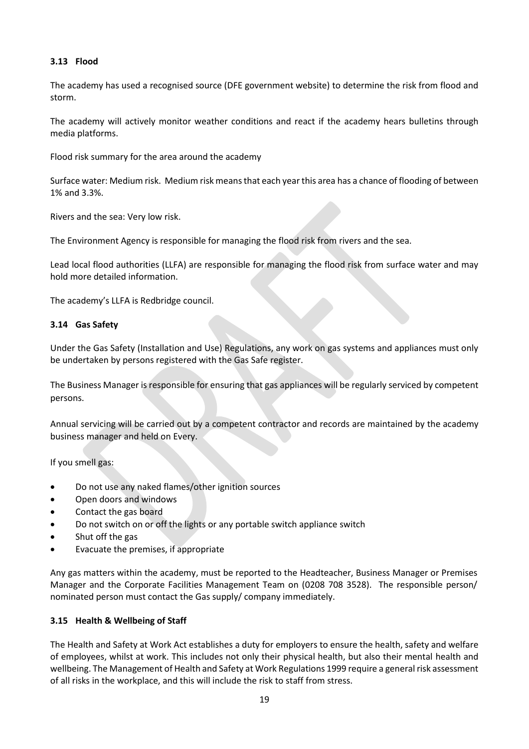### 3.13 Flood

The academy has used a recognised source (DFE government website) to determine the risk from flood and storm.

The academy will actively monitor weather conditions and react if the academy hears bulletins through media platforms.

Flood risk summary for the area around the academy

Surface water: Medium risk. Medium risk means that each year this area has a chance of flooding of between 1% and 3.3%.

Rivers and the sea: Very low risk.

The Environment Agency is responsible for managing the flood risk from rivers and the sea.

Lead local flood authorities (LLFA) are responsible for managing the flood risk from surface water and may hold more detailed information.

The academy's LLFA is Redbridge council.

### 3.14 Gas Safety

Under the Gas Safety (Installation and Use) Regulations, any work on gas systems and appliances must only be undertaken by persons registered with the Gas Safe register.

The Business Manager is responsible for ensuring that gas appliances will be regularly serviced by competent persons.

Annual servicing will be carried out by a competent contractor and records are maintained by the academy business manager and held on Every.

If you smell gas:

- Do not use any naked flames/other ignition sources
- Open doors and windows
- Contact the gas board
- Do not switch on or off the lights or any portable switch appliance switch
- Shut off the gas
- Evacuate the premises, if appropriate

Any gas matters within the academy, must be reported to the Headteacher, Business Manager or Premises Manager and the Corporate Facilities Management Team on (0208 708 3528). The responsible person/ nominated person must contact the Gas supply/ company immediately.

### 3.15 Health & Wellbeing of Staff

The Health and Safety at Work Act establishes a duty for employers to ensure the health, safety and welfare of employees, whilst at work. This includes not only their physical health, but also their mental health and wellbeing. The Management of Health and Safety at Work Regulations 1999 require a general risk assessment of all risks in the workplace, and this will include the risk to staff from stress.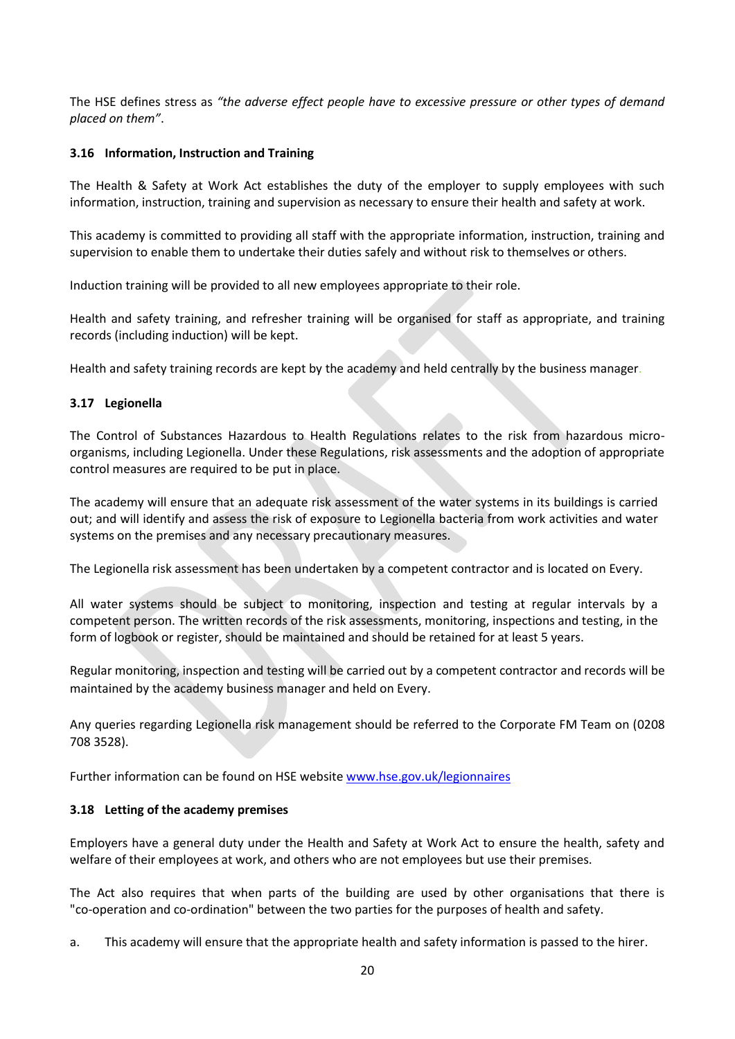The HSE defines stress as *"the adverse effect people have to excessive pressure or other types of demand placed on them"*.

### 3.16 Information, Instruction and Training

The Health & Safety at Work Act establishes the duty of the employer to supply employees with such information, instruction, training and supervision as necessary to ensure their health and safety at work.

This academy is committed to providing all staff with the appropriate information, instruction, training and supervision to enable them to undertake their duties safely and without risk to themselves or others.

Induction training will be provided to all new employees appropriate to their role.

Health and safety training, and refresher training will be organised for staff as appropriate, and training records (including induction) will be kept.

Health and safety training records are kept by the academy and held centrally by the business manager.

### 3.17 Legionella

The Control of Substances Hazardous to Health Regulations relates to the risk from hazardous micro-organisms, including Legionella. Under these Regulations, risk assessments and the adoption of appropriate control measures are required to be put in place.

The academy will ensure that an adequate risk assessment of the water systems in its buildings is carried out; and will identify and assess the risk of exposure to Legionella bacteria from work activities and water systems on the premises and any necessary precautionary measures.

The Legionella risk assessment has been undertaken by a competent contractor and is located on Every.

All water systems should be subject to monitoring, inspection and testing at regular intervals by a competent person. The written records of the risk assessments, monitoring, inspections and testing, in the form of logbook or register, should be maintained and should be retained for at least 5 years.

Regular monitoring, inspection and testing will be carried out by a competent contractor and records will be maintained by the academy business manager and held on Every.

Any queries regarding Legionella risk management should be referred to the Corporate FM Team on (0208 708 3528).

Further information can be found on HSE website [www.hse.gov.uk/legionnaires](www.hse.gov.uk/legionnaires)

### 3.18 Letting of the academy premises

Employers have a general duty under the Health and Safety at Work Act to ensure the health, safety and welfare of their employees at work, and others who are not employees but use their premises.

The Act also requires that when parts of the building are used by other organisations that there is "co-operation and co-ordination" between the two parties for the purposes of health and safety.

a. This academy will ensure that the appropriate health and safety information is passed to the hirer.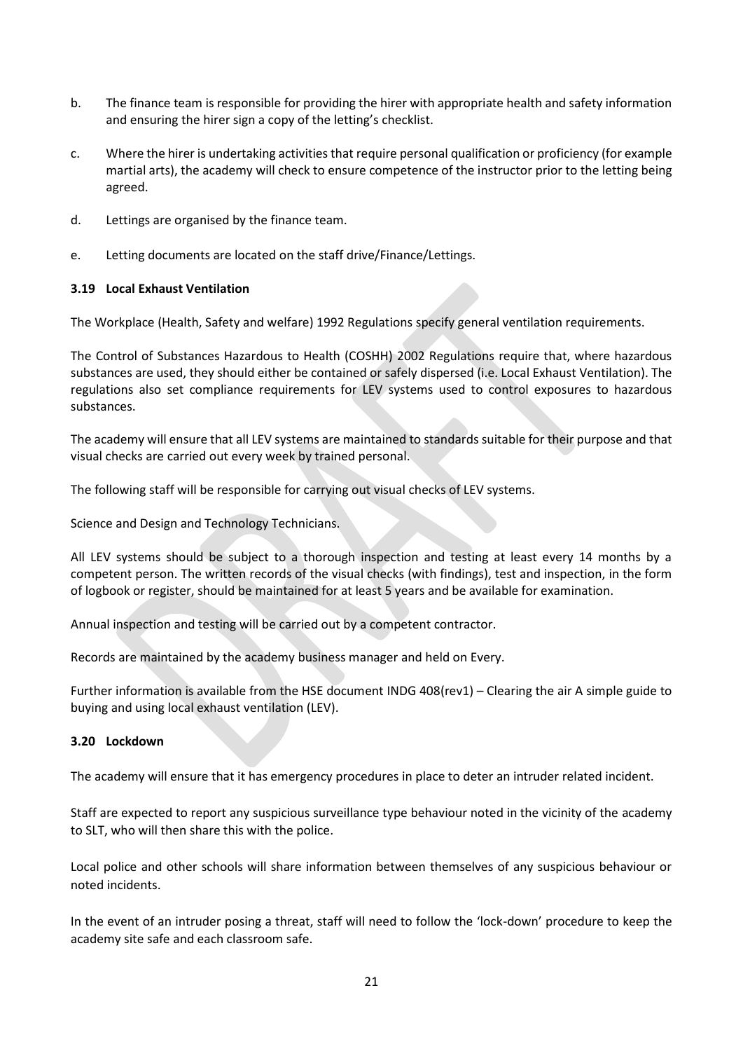b. The finance team is responsible for providing the hirer with appropriate health and safety information and ensuring the hirer sign a copy of the letting's checklist.

c. Where the hirer is undertaking activities that require personal qualification or proficiency (for example martial arts), the academy will check to ensure competence of the instructor prior to the letting being agreed.

d. Lettings are organised by the finance team.

e. Letting documents are located on the staff drive/Finance/Lettings.

### 3.19 Local Exhaust Ventilation

The Workplace (Health, Safety and welfare) 1992 Regulations specify general ventilation requirements.

The Control of Substances Hazardous to Health (COSHH) 2002 Regulations require that, where hazardous substances are used, they should either be contained or safely dispersed (i.e. Local Exhaust Ventilation). The regulations also set compliance requirements for LEV systems used to control exposures to hazardous substances.

The academy will ensure that all LEV systems are maintained to standards suitable for their purpose and that visual checks are carried out every week by trained personal.

The following staff will be responsible for carrying out visual checks of LEV systems.

Science and Design and Technology Technicians.

All LEV systems should be subject to a thorough inspection and testing at least every 14 months by a competent person. The written records of the visual checks (with findings), test and inspection, in the form of logbook or register, should be maintained for at least 5 years and be available for examination.

Annual inspection and testing will be carried out by a competent contractor.

Records are maintained by the academy business manager and held on Every.

Further information is available from the HSE document INDG 408(rev1) – Clearing the air A simple guide to buying and using local exhaust ventilation (LEV).

### 3.20 Lockdown

The academy will ensure that it has emergency procedures in place to deter an intruder related incident.

Staff are expected to report any suspicious surveillance type behaviour noted in the vicinity of the academy to SLT, who will then share this with the police.

Local police and other schools will share information between themselves of any suspicious behaviour or noted incidents.

In the event of an intruder posing a threat, staff will need to follow the 'lock-down' procedure to keep the academy site safe and each classroom safe.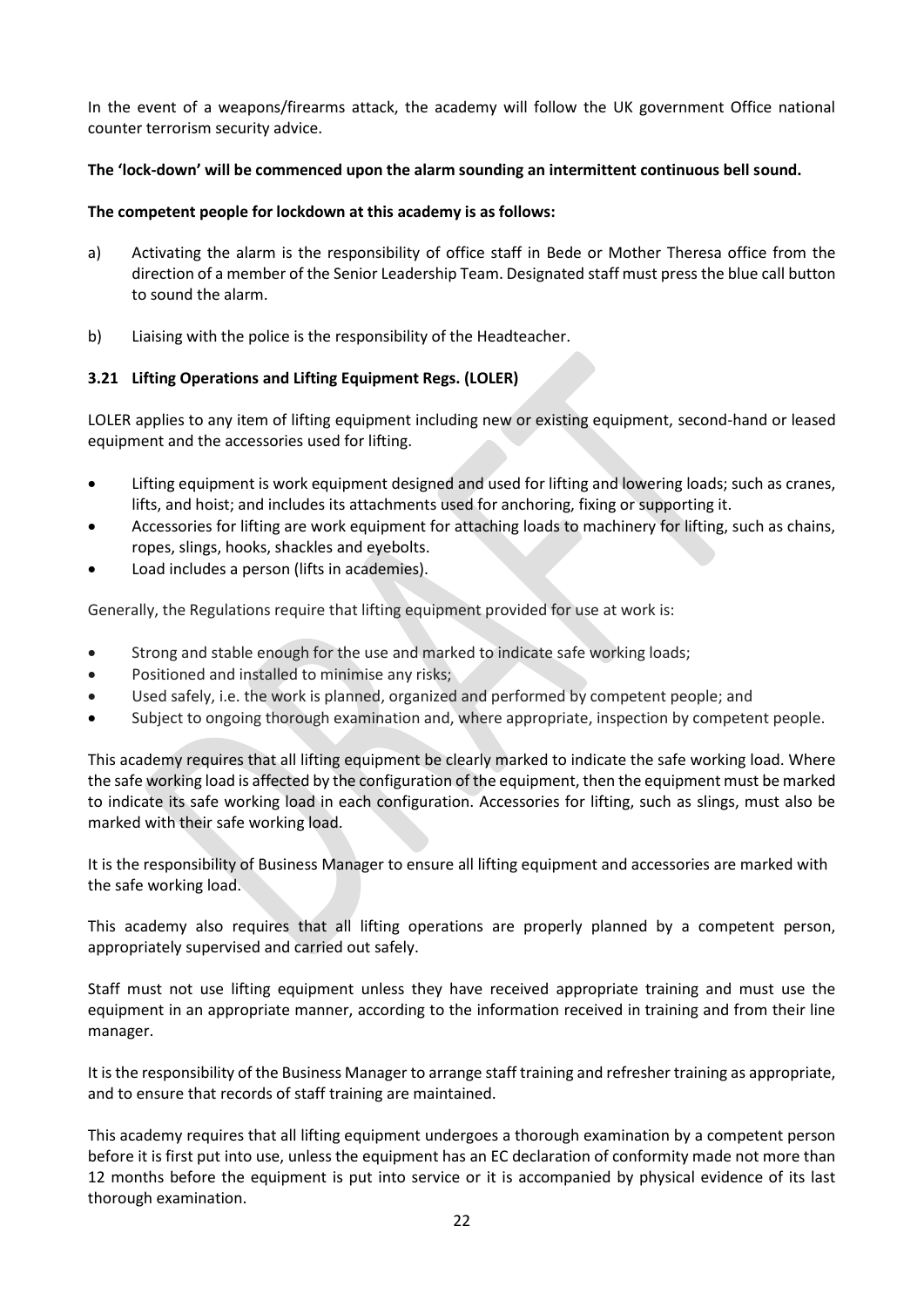In the event of a weapons/firearms attack, the academy will follow the UK government Office national counter terrorism security advice.

**The 'lock-down' will be commenced upon the alarm sounding an intermittent continuous bell sound.**

**The competent people for lockdown at this academy is as follows:**

a) Activating the alarm is the responsibility of office staff in Bede or Mother Theresa office from the direction of a member of the Senior Leadership Team. Designated staff must press the blue call button to sound the alarm.

b) Liaising with the police is the responsibility of the Headteacher.

### 3.21 Lifting Operations and Lifting Equipment Regs. (LOLER)

LOLER applies to any item of lifting equipment including new or existing equipment, second-hand or leased equipment and the accessories used for lifting.

- Lifting equipment is work equipment designed and used for lifting and lowering loads; such as cranes, lifts, and hoist; and includes its attachments used for anchoring, fixing or supporting it.
- Accessories for lifting are work equipment for attaching loads to machinery for lifting, such as chains, ropes, slings, hooks, shackles and eyebolts.
- Load includes a person (lifts in academies).

Generally, the Regulations require that lifting equipment provided for use at work is:

- Strong and stable enough for the use and marked to indicate safe working loads;
- Positioned and installed to minimise any risks;
- Used safely, i.e. the work is planned, organized and performed by competent people; and
- Subject to ongoing thorough examination and, where appropriate, inspection by competent people.

This academy requires that all lifting equipment be clearly marked to indicate the safe working load. Where the safe working load is affected by the configuration of the equipment, then the equipment must be marked to indicate its safe working load in each configuration. Accessories for lifting, such as slings, must also be marked with their safe working load.

It is the responsibility of Business Manager to ensure all lifting equipment and accessories are marked with the safe working load.

This academy also requires that all lifting operations are properly planned by a competent person, appropriately supervised and carried out safely.

Staff must not use lifting equipment unless they have received appropriate training and must use the equipment in an appropriate manner, according to the information received in training and from their line manager.

It is the responsibility of the Business Manager to arrange staff training and refresher training as appropriate, and to ensure that records of staff training are maintained.

This academy requires that all lifting equipment undergoes a thorough examination by a competent person before it is first put into use, unless the equipment has an EC declaration of conformity made not more than 12 months before the equipment is put into service or it is accompanied by physical evidence of its last thorough examination.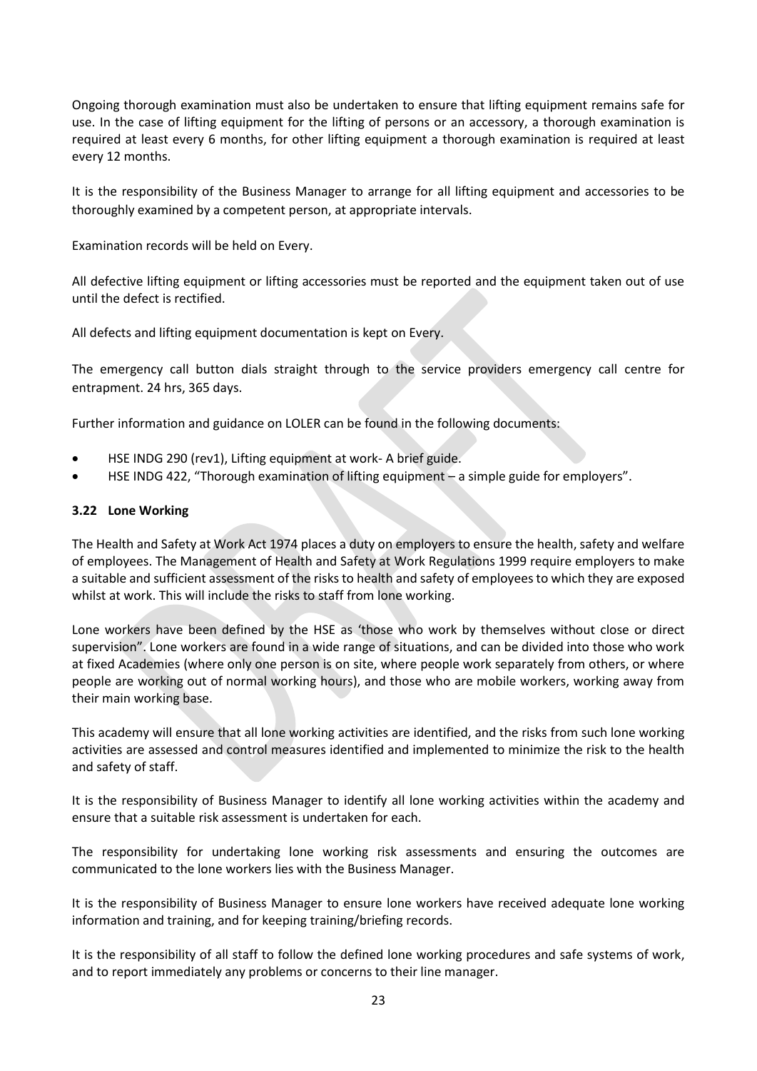Ongoing thorough examination must also be undertaken to ensure that lifting equipment remains safe for use. In the case of lifting equipment for the lifting of persons or an accessory, a thorough examination is required at least every 6 months, for other lifting equipment a thorough examination is required at least every 12 months.

It is the responsibility of the Business Manager to arrange for all lifting equipment and accessories to be thoroughly examined by a competent person, at appropriate intervals.

Examination records will be held on Every.

All defective lifting equipment or lifting accessories must be reported and the equipment taken out of use until the defect is rectified.

All defects and lifting equipment documentation is kept on Every.

The emergency call button dials straight through to the service providers emergency call centre for entrapment. 24 hrs, 365 days.

Further information and guidance on LOLER can be found in the following documents:

- HSE INDG 290 (rev1), Lifting equipment at work- A brief guide.
- HSE INDG 422, "Thorough examination of lifting equipment – a simple guide for employers".

### 3.22 Lone Working

The Health and Safety at Work Act 1974 places a duty on employers to ensure the health, safety and welfare of employees. The Management of Health and Safety at Work Regulations 1999 require employers to make a suitable and sufficient assessment of the risks to health and safety of employees to which they are exposed whilst at work. This will include the risks to staff from lone working.

Lone workers have been defined by the HSE as 'those who work by themselves without close or direct supervision". Lone workers are found in a wide range of situations, and can be divided into those who work at fixed Academies (where only one person is on site, where people work separately from others, or where people are working out of normal working hours), and those who are mobile workers, working away from their main working base.

This academy will ensure that all lone working activities are identified, and the risks from such lone working activities are assessed and control measures identified and implemented to minimize the risk to the health and safety of staff.

It is the responsibility of Business Manager to identify all lone working activities within the academy and ensure that a suitable risk assessment is undertaken for each.

The responsibility for undertaking lone working risk assessments and ensuring the outcomes are communicated to the lone workers lies with the Business Manager.

It is the responsibility of Business Manager to ensure lone workers have received adequate lone working information and training, and for keeping training/briefing records.

It is the responsibility of all staff to follow the defined lone working procedures and safe systems of work, and to report immediately any problems or concerns to their line manager.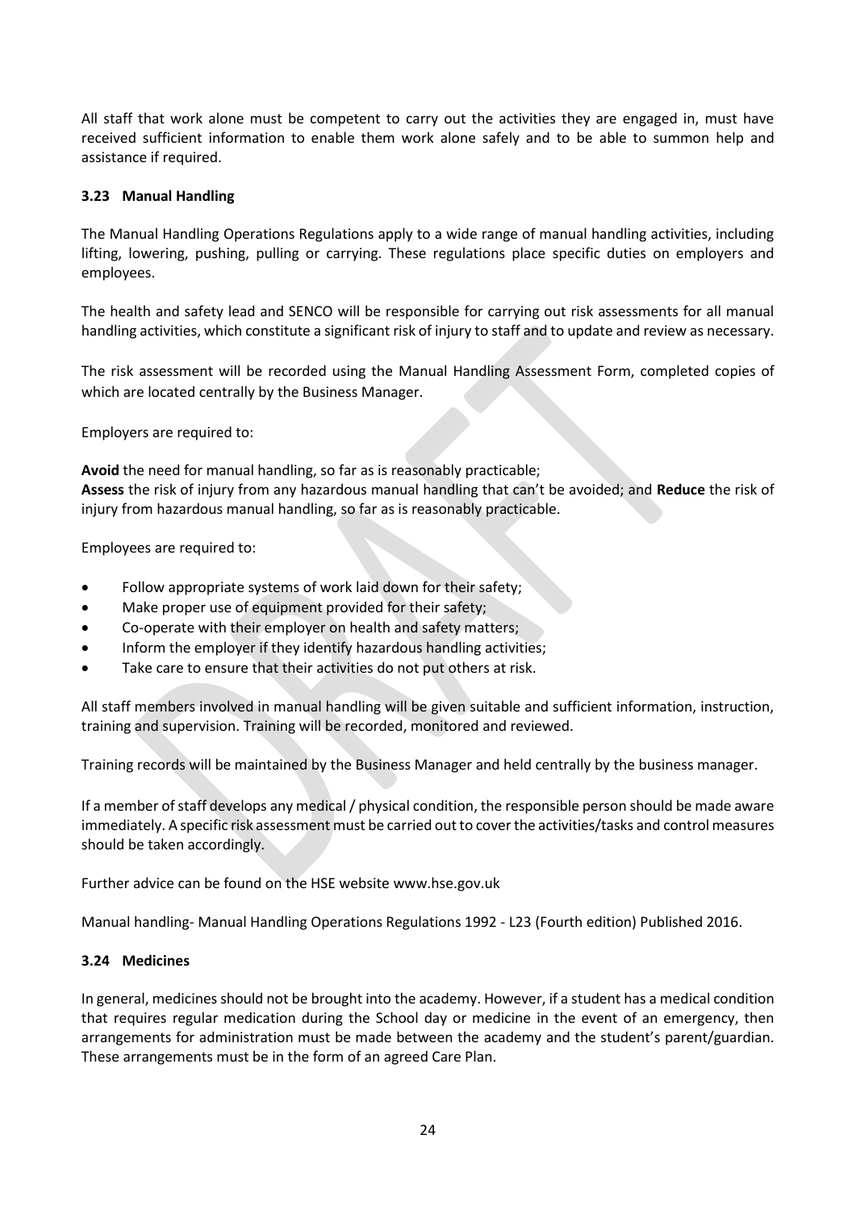All staff that work alone must be competent to carry out the activities they are engaged in, must have received sufficient information to enable them work alone safely and to be able to summon help and assistance if required.

### 3.23 Manual Handling

The Manual Handling Operations Regulations apply to a wide range of manual handling activities, including lifting, lowering, pushing, pulling or carrying. These regulations place specific duties on employers and employees.

The health and safety lead and SENCO will be responsible for carrying out risk assessments for all manual handling activities, which constitute a significant risk of injury to staff and to update and review as necessary.

The risk assessment will be recorded using the Manual Handling Assessment Form, completed copies of which are located centrally by the Business Manager.

Employers are required to:

**Avoid** the need for manual handling, so far as is reasonably practicable;
**Assess** the risk of injury from any hazardous manual handling that can't be avoided; and **Reduce** the risk of injury from hazardous manual handling, so far as is reasonably practicable.

Employees are required to:

- Follow appropriate systems of work laid down for their safety;
- Make proper use of equipment provided for their safety;
- Co-operate with their employer on health and safety matters;
- Inform the employer if they identify hazardous handling activities;
- Take care to ensure that their activities do not put others at risk.

All staff members involved in manual handling will be given suitable and sufficient information, instruction, training and supervision. Training will be recorded, monitored and reviewed.

Training records will be maintained by the Business Manager and held centrally by the business manager.

If a member of staff develops any medical / physical condition, the responsible person should be made aware immediately. A specific risk assessment must be carried out to cover the activities/tasks and control measures should be taken accordingly.

Further advice can be found on the HSE website www.hse.gov.uk

Manual handling- Manual Handling Operations Regulations 1992 - L23 (Fourth edition) Published 2016.

### 3.24 Medicines

In general, medicines should not be brought into the academy. However, if a student has a medical condition that requires regular medication during the School day or medicine in the event of an emergency, then arrangements for administration must be made between the academy and the student's parent/guardian. These arrangements must be in the form of an agreed Care Plan.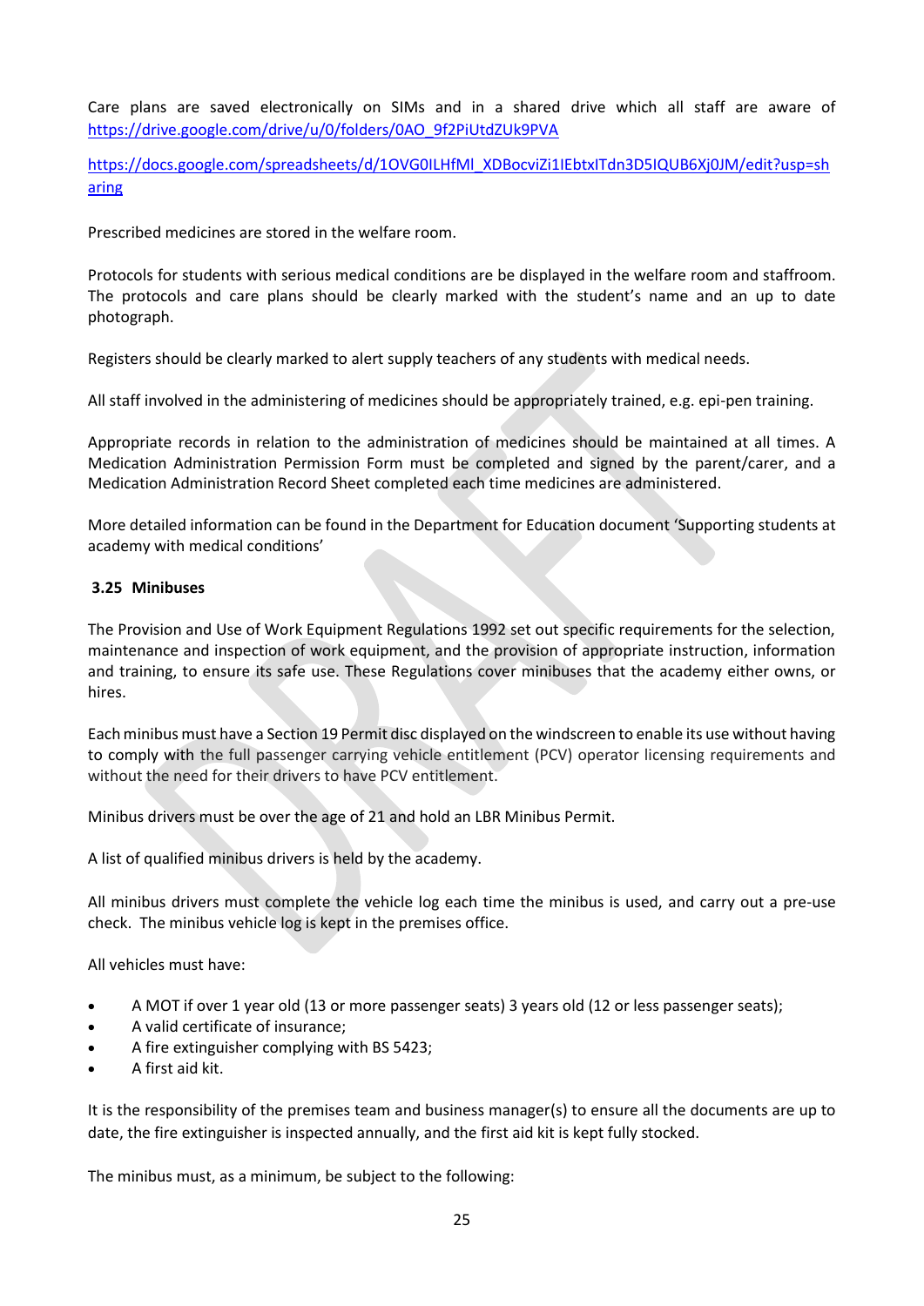Care plans are saved electronically on SIMs and in a shared drive which all staff are aware of https://drive.google.com/drive/u/0/folders/0AO_9f2PiUtdZUk9PVA

https://docs.google.com/spreadsheets/d/1OVG0ILHfMl_XDBocviZi1IEbtxITdn3D5IQUB6Xj0JM/edit?usp=sharing

Prescribed medicines are stored in the welfare room.

Protocols for students with serious medical conditions are be displayed in the welfare room and staffroom. The protocols and care plans should be clearly marked with the student's name and an up to date photograph.

Registers should be clearly marked to alert supply teachers of any students with medical needs.

All staff involved in the administering of medicines should be appropriately trained, e.g. epi-pen training.

Appropriate records in relation to the administration of medicines should be maintained at all times. A Medication Administration Permission Form must be completed and signed by the parent/carer, and a Medication Administration Record Sheet completed each time medicines are administered.

More detailed information can be found in the Department for Education document 'Supporting students at academy with medical conditions'

### 3.25 Minibuses

The Provision and Use of Work Equipment Regulations 1992 set out specific requirements for the selection, maintenance and inspection of work equipment, and the provision of appropriate instruction, information and training, to ensure its safe use. These Regulations cover minibuses that the academy either owns, or hires.

Each minibus must have a Section 19 Permit disc displayed on the windscreen to enable its use without having to comply with the full passenger carrying vehicle entitlement (PCV) operator licensing requirements and without the need for their drivers to have PCV entitlement.

Minibus drivers must be over the age of 21 and hold an LBR Minibus Permit.

A list of qualified minibus drivers is held by the academy.

All minibus drivers must complete the vehicle log each time the minibus is used, and carry out a pre-use check. The minibus vehicle log is kept in the premises office.

All vehicles must have:

- A MOT if over 1 year old (13 or more passenger seats) 3 years old (12 or less passenger seats);
- A valid certificate of insurance;
- A fire extinguisher complying with BS 5423;
- A first aid kit.

It is the responsibility of the premises team and business manager(s) to ensure all the documents are up to date, the fire extinguisher is inspected annually, and the first aid kit is kept fully stocked.

The minibus must, as a minimum, be subject to the following: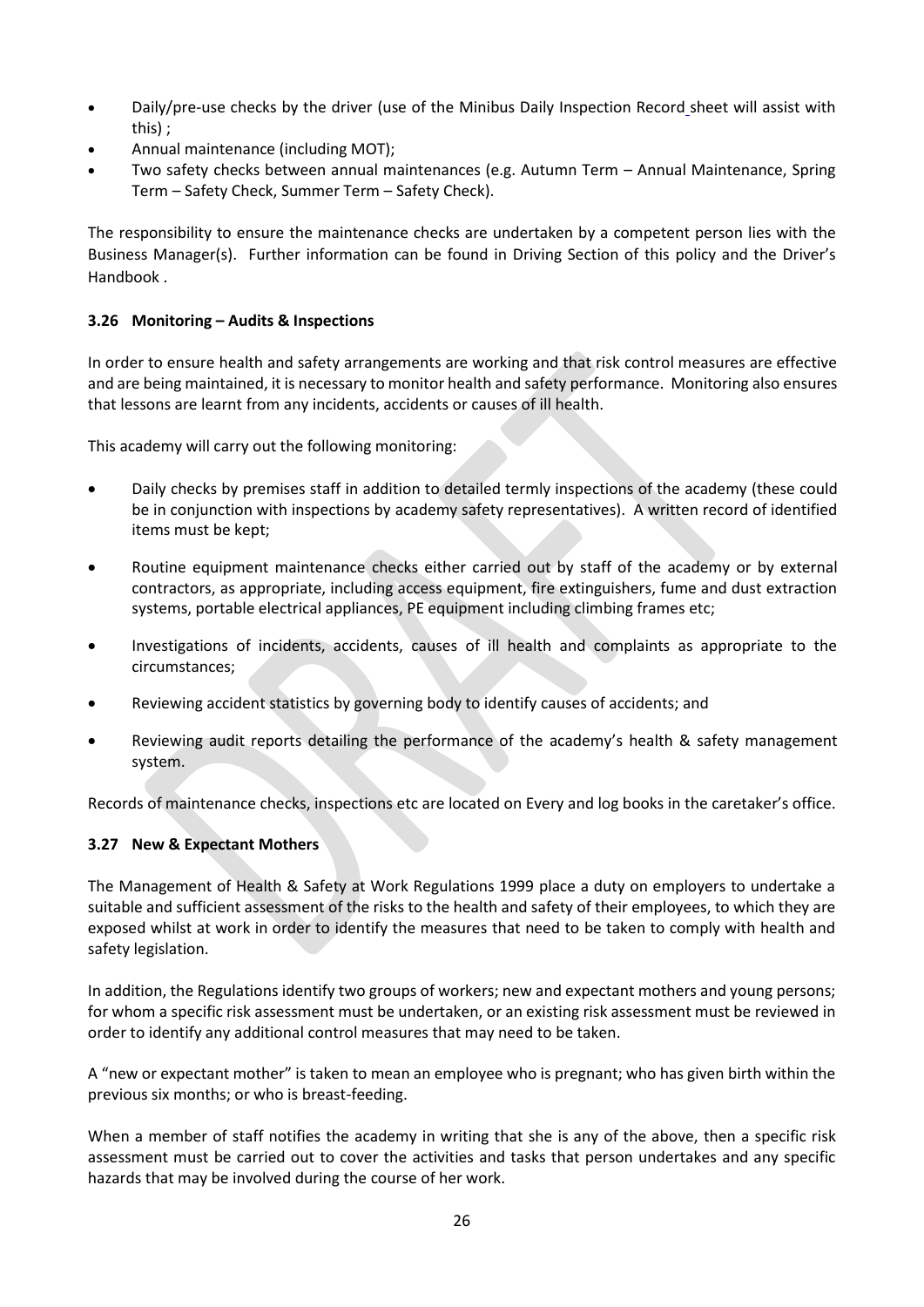- Daily/pre-use checks by the driver (use of the Minibus Daily Inspection Record sheet will assist with this) ;
- Annual maintenance (including MOT);
- Two safety checks between annual maintenances (e.g. Autumn Term – Annual Maintenance, Spring Term – Safety Check, Summer Term – Safety Check).

The responsibility to ensure the maintenance checks are undertaken by a competent person lies with the Business Manager(s). Further information can be found in Driving Section of this policy and the Driver's Handbook .

### 3.26 Monitoring – Audits & Inspections

In order to ensure health and safety arrangements are working and that risk control measures are effective and are being maintained, it is necessary to monitor health and safety performance. Monitoring also ensures that lessons are learnt from any incidents, accidents or causes of ill health.

This academy will carry out the following monitoring:

- Daily checks by premises staff in addition to detailed termly inspections of the academy (these could be in conjunction with inspections by academy safety representatives). A written record of identified items must be kept;
- Routine equipment maintenance checks either carried out by staff of the academy or by external contractors, as appropriate, including access equipment, fire extinguishers, fume and dust extraction systems, portable electrical appliances, PE equipment including climbing frames etc;
- Investigations of incidents, accidents, causes of ill health and complaints as appropriate to the circumstances;
- Reviewing accident statistics by governing body to identify causes of accidents; and
- Reviewing audit reports detailing the performance of the academy's health & safety management system.

Records of maintenance checks, inspections etc are located on Every and log books in the caretaker's office.

### 3.27 New & Expectant Mothers

The Management of Health & Safety at Work Regulations 1999 place a duty on employers to undertake a suitable and sufficient assessment of the risks to the health and safety of their employees, to which they are exposed whilst at work in order to identify the measures that need to be taken to comply with health and safety legislation.

In addition, the Regulations identify two groups of workers; new and expectant mothers and young persons; for whom a specific risk assessment must be undertaken, or an existing risk assessment must be reviewed in order to identify any additional control measures that may need to be taken.

A "new or expectant mother" is taken to mean an employee who is pregnant; who has given birth within the previous six months; or who is breast-feeding.

When a member of staff notifies the academy in writing that she is any of the above, then a specific risk assessment must be carried out to cover the activities and tasks that person undertakes and any specific hazards that may be involved during the course of her work.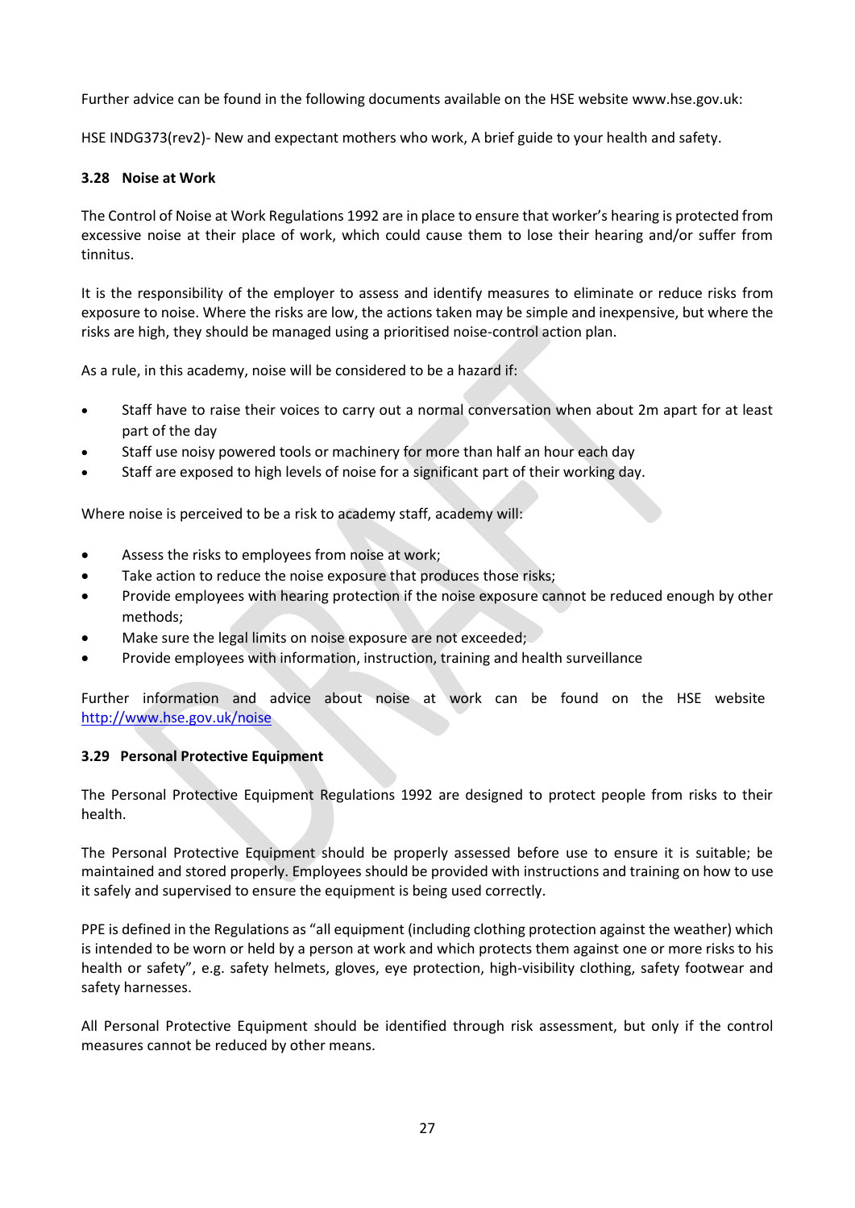Further advice can be found in the following documents available on the HSE website www.hse.gov.uk:

HSE INDG373(rev2)- New and expectant mothers who work, A brief guide to your health and safety.

### 3.28 Noise at Work

The Control of Noise at Work Regulations 1992 are in place to ensure that worker's hearing is protected from excessive noise at their place of work, which could cause them to lose their hearing and/or suffer from tinnitus.

It is the responsibility of the employer to assess and identify measures to eliminate or reduce risks from exposure to noise. Where the risks are low, the actions taken may be simple and inexpensive, but where the risks are high, they should be managed using a prioritised noise-control action plan.

As a rule, in this academy, noise will be considered to be a hazard if:

- Staff have to raise their voices to carry out a normal conversation when about 2m apart for at least part of the day
- Staff use noisy powered tools or machinery for more than half an hour each day
- Staff are exposed to high levels of noise for a significant part of their working day.

Where noise is perceived to be a risk to academy staff, academy will:

- Assess the risks to employees from noise at work;
- Take action to reduce the noise exposure that produces those risks;
- Provide employees with hearing protection if the noise exposure cannot be reduced enough by other methods;
- Make sure the legal limits on noise exposure are not exceeded;
- Provide employees with information, instruction, training and health surveillance

Further information and advice about noise at work can be found on the HSE website [http://www.hse.gov.uk/noise](http://www.hse.gov.uk/noise)

### 3.29 Personal Protective Equipment

The Personal Protective Equipment Regulations 1992 are designed to protect people from risks to their health.

The Personal Protective Equipment should be properly assessed before use to ensure it is suitable; be maintained and stored properly. Employees should be provided with instructions and training on how to use it safely and supervised to ensure the equipment is being used correctly.

PPE is defined in the Regulations as "all equipment (including clothing protection against the weather) which is intended to be worn or held by a person at work and which protects them against one or more risks to his health or safety", e.g. safety helmets, gloves, eye protection, high-visibility clothing, safety footwear and safety harnesses.

All Personal Protective Equipment should be identified through risk assessment, but only if the control measures cannot be reduced by other means.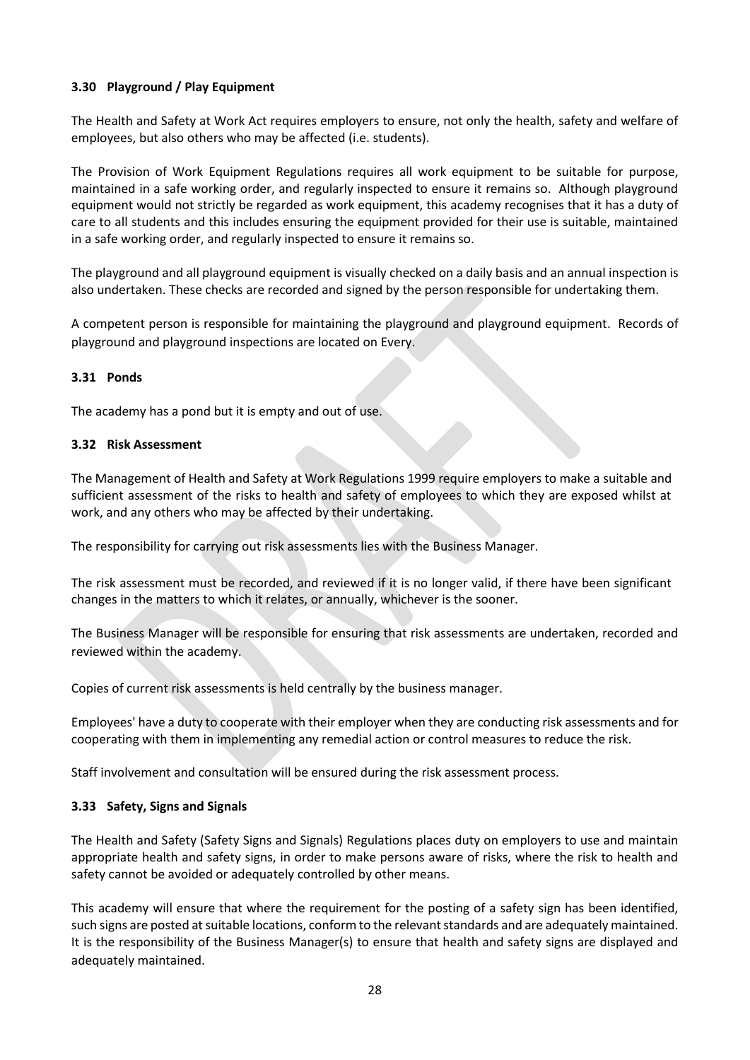### 3.30 Playground / Play Equipment

The Health and Safety at Work Act requires employers to ensure, not only the health, safety and welfare of employees, but also others who may be affected (i.e. students).

The Provision of Work Equipment Regulations requires all work equipment to be suitable for purpose, maintained in a safe working order, and regularly inspected to ensure it remains so. Although playground equipment would not strictly be regarded as work equipment, this academy recognises that it has a duty of care to all students and this includes ensuring the equipment provided for their use is suitable, maintained in a safe working order, and regularly inspected to ensure it remains so.

The playground and all playground equipment is visually checked on a daily basis and an annual inspection is also undertaken. These checks are recorded and signed by the person responsible for undertaking them.

A competent person is responsible for maintaining the playground and playground equipment. Records of playground and playground inspections are located on Every.

### 3.31 Ponds

The academy has a pond but it is empty and out of use.

### 3.32 Risk Assessment

The Management of Health and Safety at Work Regulations 1999 require employers to make a suitable and sufficient assessment of the risks to health and safety of employees to which they are exposed whilst at work, and any others who may be affected by their undertaking.

The responsibility for carrying out risk assessments lies with the Business Manager.

The risk assessment must be recorded, and reviewed if it is no longer valid, if there have been significant changes in the matters to which it relates, or annually, whichever is the sooner.

The Business Manager will be responsible for ensuring that risk assessments are undertaken, recorded and reviewed within the academy.

Copies of current risk assessments is held centrally by the business manager.

Employees' have a duty to cooperate with their employer when they are conducting risk assessments and for cooperating with them in implementing any remedial action or control measures to reduce the risk.

Staff involvement and consultation will be ensured during the risk assessment process.

### 3.33 Safety, Signs and Signals

The Health and Safety (Safety Signs and Signals) Regulations places duty on employers to use and maintain appropriate health and safety signs, in order to make persons aware of risks, where the risk to health and safety cannot be avoided or adequately controlled by other means.

This academy will ensure that where the requirement for the posting of a safety sign has been identified, such signs are posted at suitable locations, conform to the relevant standards and are adequately maintained. It is the responsibility of the Business Manager(s) to ensure that health and safety signs are displayed and adequately maintained.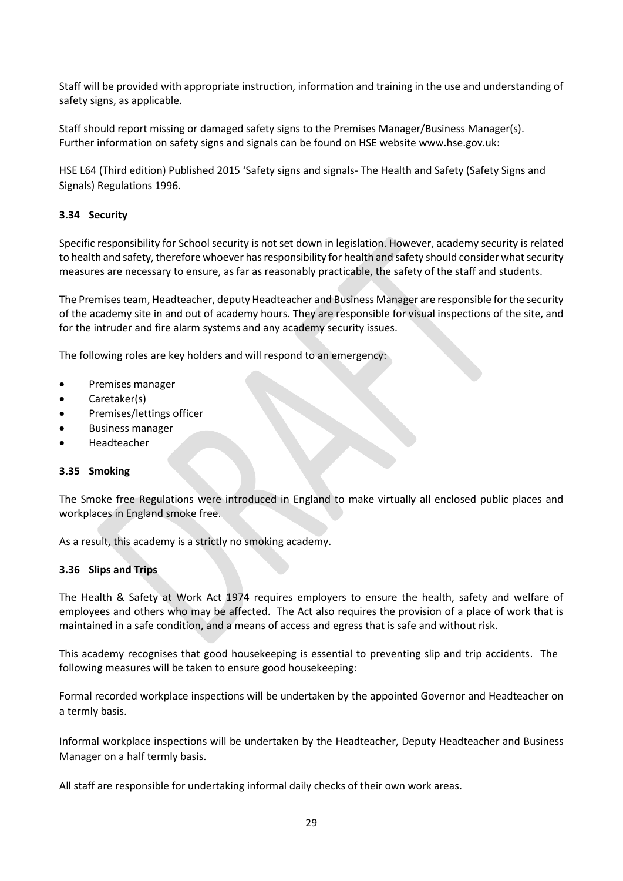Staff will be provided with appropriate instruction, information and training in the use and understanding of safety signs, as applicable.

Staff should report missing or damaged safety signs to the Premises Manager/Business Manager(s). Further information on safety signs and signals can be found on HSE website www.hse.gov.uk:

HSE L64 (Third edition) Published 2015 'Safety signs and signals- The Health and Safety (Safety Signs and Signals) Regulations 1996.

### 3.34 Security

Specific responsibility for School security is not set down in legislation. However, academy security is related to health and safety, therefore whoever has responsibility for health and safety should consider what security measures are necessary to ensure, as far as reasonably practicable, the safety of the staff and students.

The Premises team, Headteacher, deputy Headteacher and Business Manager are responsible for the security of the academy site in and out of academy hours. They are responsible for visual inspections of the site, and for the intruder and fire alarm systems and any academy security issues.

The following roles are key holders and will respond to an emergency:

- Premises manager
- Caretaker(s)
- Premises/lettings officer
- Business manager
- Headteacher

### 3.35 Smoking

The Smoke free Regulations were introduced in England to make virtually all enclosed public places and workplaces in England smoke free.

As a result, this academy is a strictly no smoking academy.

### 3.36 Slips and Trips

The Health & Safety at Work Act 1974 requires employers to ensure the health, safety and welfare of employees and others who may be affected. The Act also requires the provision of a place of work that is maintained in a safe condition, and a means of access and egress that is safe and without risk.

This academy recognises that good housekeeping is essential to preventing slip and trip accidents. The following measures will be taken to ensure good housekeeping:

Formal recorded workplace inspections will be undertaken by the appointed Governor and Headteacher on a termly basis.

Informal workplace inspections will be undertaken by the Headteacher, Deputy Headteacher and Business Manager on a half termly basis.

All staff are responsible for undertaking informal daily checks of their own work areas.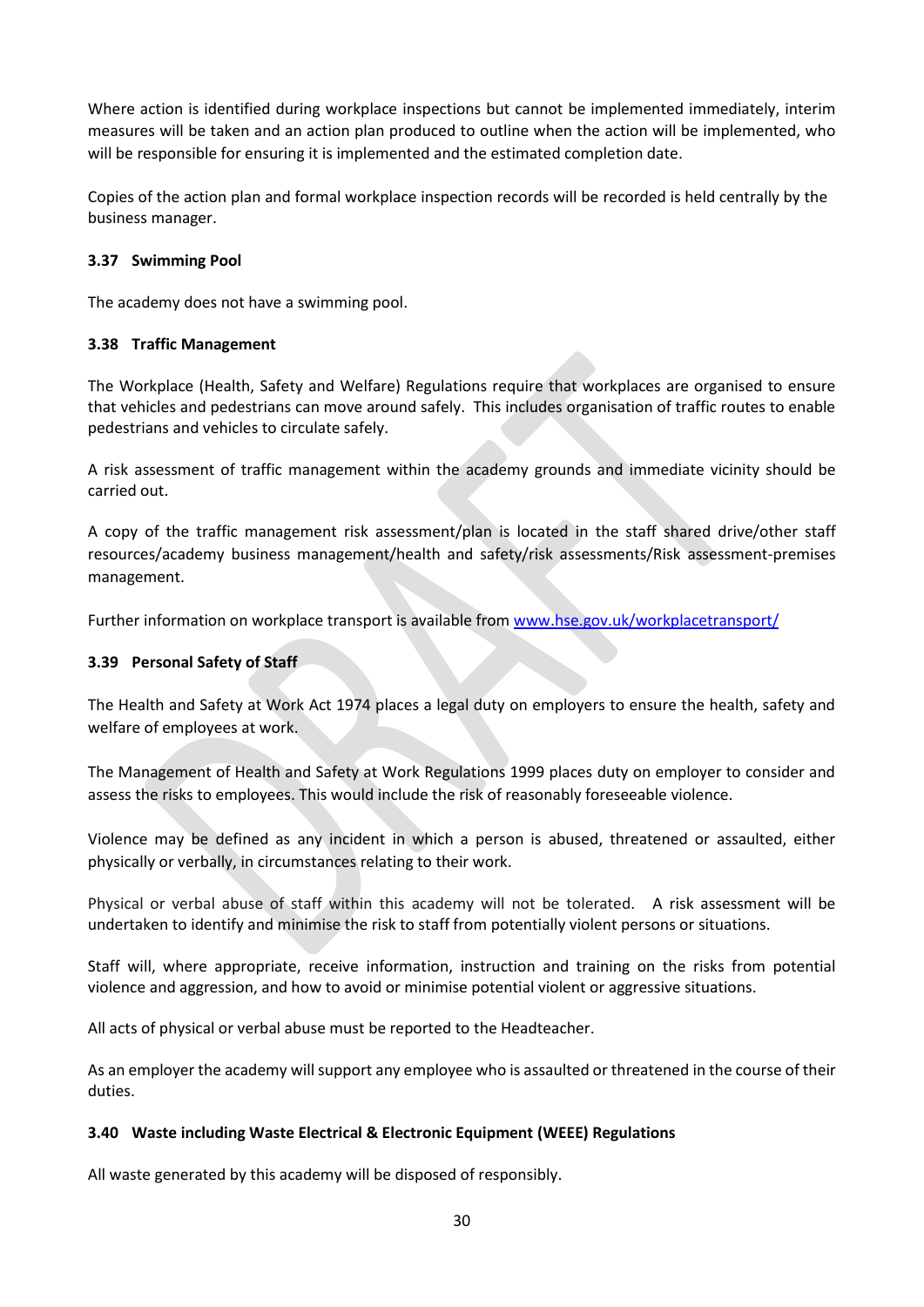Where action is identified during workplace inspections but cannot be implemented immediately, interim measures will be taken and an action plan produced to outline when the action will be implemented, who will be responsible for ensuring it is implemented and the estimated completion date.

Copies of the action plan and formal workplace inspection records will be recorded is held centrally by the business manager.

### 3.37 Swimming Pool

The academy does not have a swimming pool.

### 3.38 Traffic Management

The Workplace (Health, Safety and Welfare) Regulations require that workplaces are organised to ensure that vehicles and pedestrians can move around safely. This includes organisation of traffic routes to enable pedestrians and vehicles to circulate safely.

A risk assessment of traffic management within the academy grounds and immediate vicinity should be carried out.

A copy of the traffic management risk assessment/plan is located in the staff shared drive/other staff resources/academy business management/health and safety/risk assessments/Risk assessment-premises management.

Further information on workplace transport is available from [www.hse.gov.uk/workplacetransport/](www.hse.gov.uk/workplacetransport/)

### 3.39 Personal Safety of Staff

The Health and Safety at Work Act 1974 places a legal duty on employers to ensure the health, safety and welfare of employees at work.

The Management of Health and Safety at Work Regulations 1999 places duty on employer to consider and assess the risks to employees. This would include the risk of reasonably foreseeable violence.

Violence may be defined as any incident in which a person is abused, threatened or assaulted, either physically or verbally, in circumstances relating to their work.

Physical or verbal abuse of staff within this academy will not be tolerated. A risk assessment will be undertaken to identify and minimise the risk to staff from potentially violent persons or situations.

Staff will, where appropriate, receive information, instruction and training on the risks from potential violence and aggression, and how to avoid or minimise potential violent or aggressive situations.

All acts of physical or verbal abuse must be reported to the Headteacher.

As an employer the academy will support any employee who is assaulted or threatened in the course of their duties.

### 3.40 Waste including Waste Electrical & Electronic Equipment (WEEE) Regulations

All waste generated by this academy will be disposed of responsibly.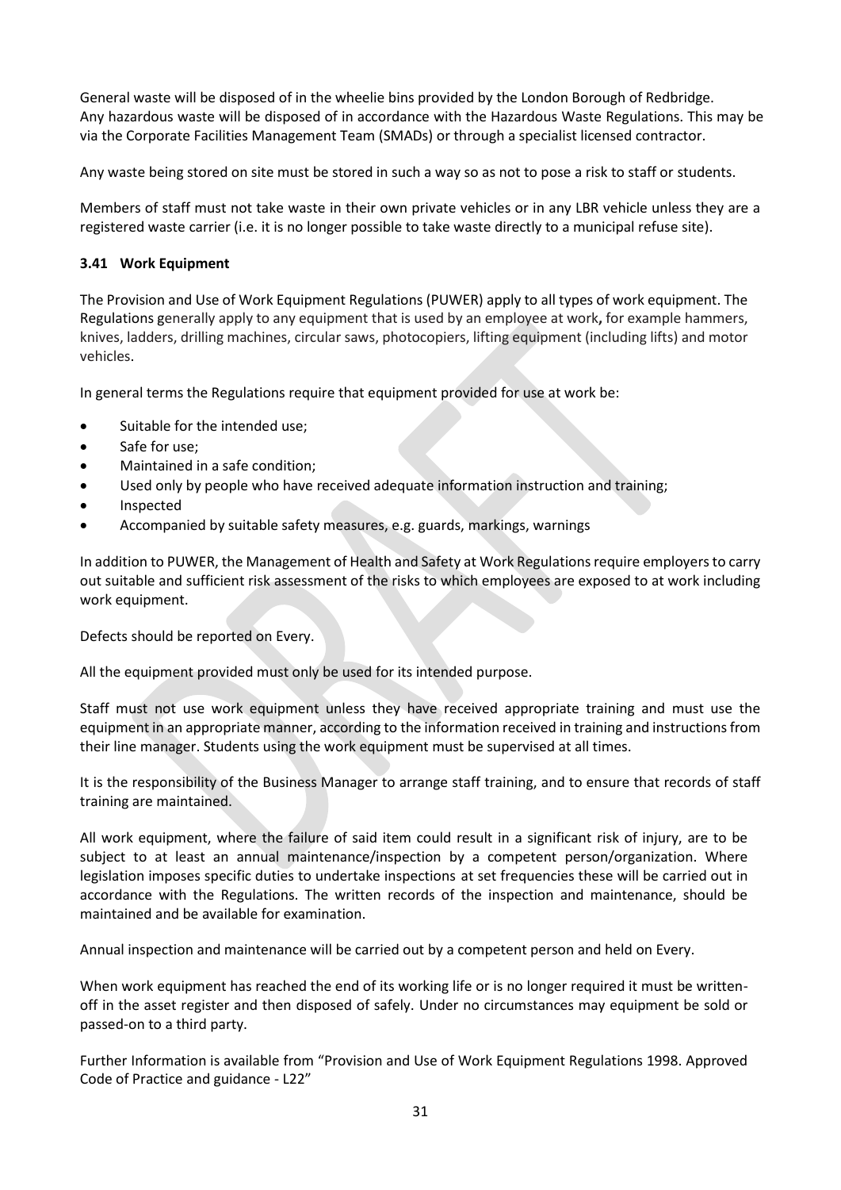General waste will be disposed of in the wheelie bins provided by the London Borough of Redbridge. Any hazardous waste will be disposed of in accordance with the Hazardous Waste Regulations. This may be via the Corporate Facilities Management Team (SMADs) or through a specialist licensed contractor.

Any waste being stored on site must be stored in such a way so as not to pose a risk to staff or students.

Members of staff must not take waste in their own private vehicles or in any LBR vehicle unless they are a registered waste carrier (i.e. it is no longer possible to take waste directly to a municipal refuse site).

### 3.41 Work Equipment

The Provision and Use of Work Equipment Regulations (PUWER) apply to all types of work equipment. The Regulations generally apply to any equipment that is used by an employee at work**,** for example hammers, knives, ladders, drilling machines, circular saws, photocopiers, lifting equipment (including lifts) and motor vehicles.

In general terms the Regulations require that equipment provided for use at work be:

- Suitable for the intended use;
- Safe for use;
- Maintained in a safe condition;
- Used only by people who have received adequate information instruction and training;
- Inspected
- Accompanied by suitable safety measures, e.g. guards, markings, warnings

In addition to PUWER, the Management of Health and Safety at Work Regulations require employers to carry out suitable and sufficient risk assessment of the risks to which employees are exposed to at work including work equipment.

Defects should be reported on Every.

All the equipment provided must only be used for its intended purpose.

Staff must not use work equipment unless they have received appropriate training and must use the equipment in an appropriate manner, according to the information received in training and instructions from their line manager. Students using the work equipment must be supervised at all times.

It is the responsibility of the Business Manager to arrange staff training, and to ensure that records of staff training are maintained.

All work equipment, where the failure of said item could result in a significant risk of injury, are to be subject to at least an annual maintenance/inspection by a competent person/organization. Where legislation imposes specific duties to undertake inspections at set frequencies these will be carried out in accordance with the Regulations. The written records of the inspection and maintenance, should be maintained and be available for examination.

Annual inspection and maintenance will be carried out by a competent person and held on Every.

When work equipment has reached the end of its working life or is no longer required it must be written-off in the asset register and then disposed of safely. Under no circumstances may equipment be sold or passed-on to a third party.

Further Information is available from "Provision and Use of Work Equipment Regulations 1998. Approved Code of Practice and guidance - L22"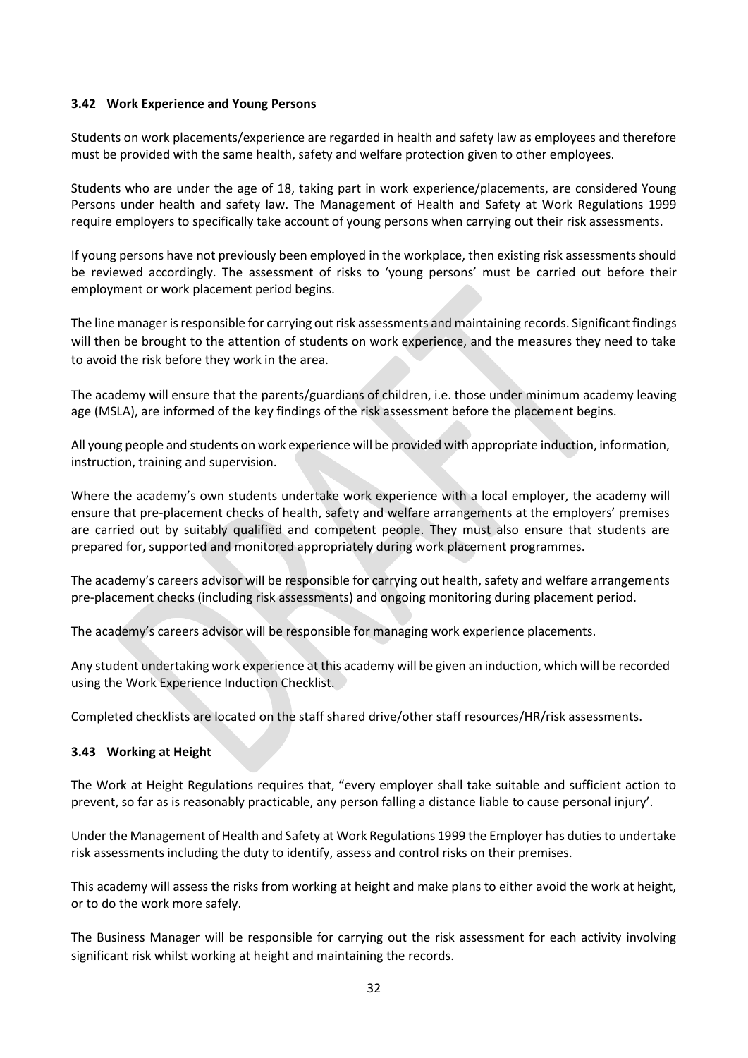### 3.42 Work Experience and Young Persons

Students on work placements/experience are regarded in health and safety law as employees and therefore must be provided with the same health, safety and welfare protection given to other employees.

Students who are under the age of 18, taking part in work experience/placements, are considered Young Persons under health and safety law. The Management of Health and Safety at Work Regulations 1999 require employers to specifically take account of young persons when carrying out their risk assessments.

If young persons have not previously been employed in the workplace, then existing risk assessments should be reviewed accordingly. The assessment of risks to 'young persons' must be carried out before their employment or work placement period begins.

The line manager is responsible for carrying out risk assessments and maintaining records. Significant findings will then be brought to the attention of students on work experience, and the measures they need to take to avoid the risk before they work in the area.

The academy will ensure that the parents/guardians of children, i.e. those under minimum academy leaving age (MSLA), are informed of the key findings of the risk assessment before the placement begins.

All young people and students on work experience will be provided with appropriate induction, information, instruction, training and supervision.

Where the academy's own students undertake work experience with a local employer, the academy will ensure that pre-placement checks of health, safety and welfare arrangements at the employers' premises are carried out by suitably qualified and competent people. They must also ensure that students are prepared for, supported and monitored appropriately during work placement programmes.

The academy's careers advisor will be responsible for carrying out health, safety and welfare arrangements pre-placement checks (including risk assessments) and ongoing monitoring during placement period.

The academy's careers advisor will be responsible for managing work experience placements.

Any student undertaking work experience at this academy will be given an induction, which will be recorded using the Work Experience Induction Checklist.

Completed checklists are located on the staff shared drive/other staff resources/HR/risk assessments.

### 3.43 Working at Height

The Work at Height Regulations requires that, "every employer shall take suitable and sufficient action to prevent, so far as is reasonably practicable, any person falling a distance liable to cause personal injury'.

Under the Management of Health and Safety at Work Regulations 1999 the Employer has duties to undertake risk assessments including the duty to identify, assess and control risks on their premises.

This academy will assess the risks from working at height and make plans to either avoid the work at height, or to do the work more safely.

The Business Manager will be responsible for carrying out the risk assessment for each activity involving significant risk whilst working at height and maintaining the records.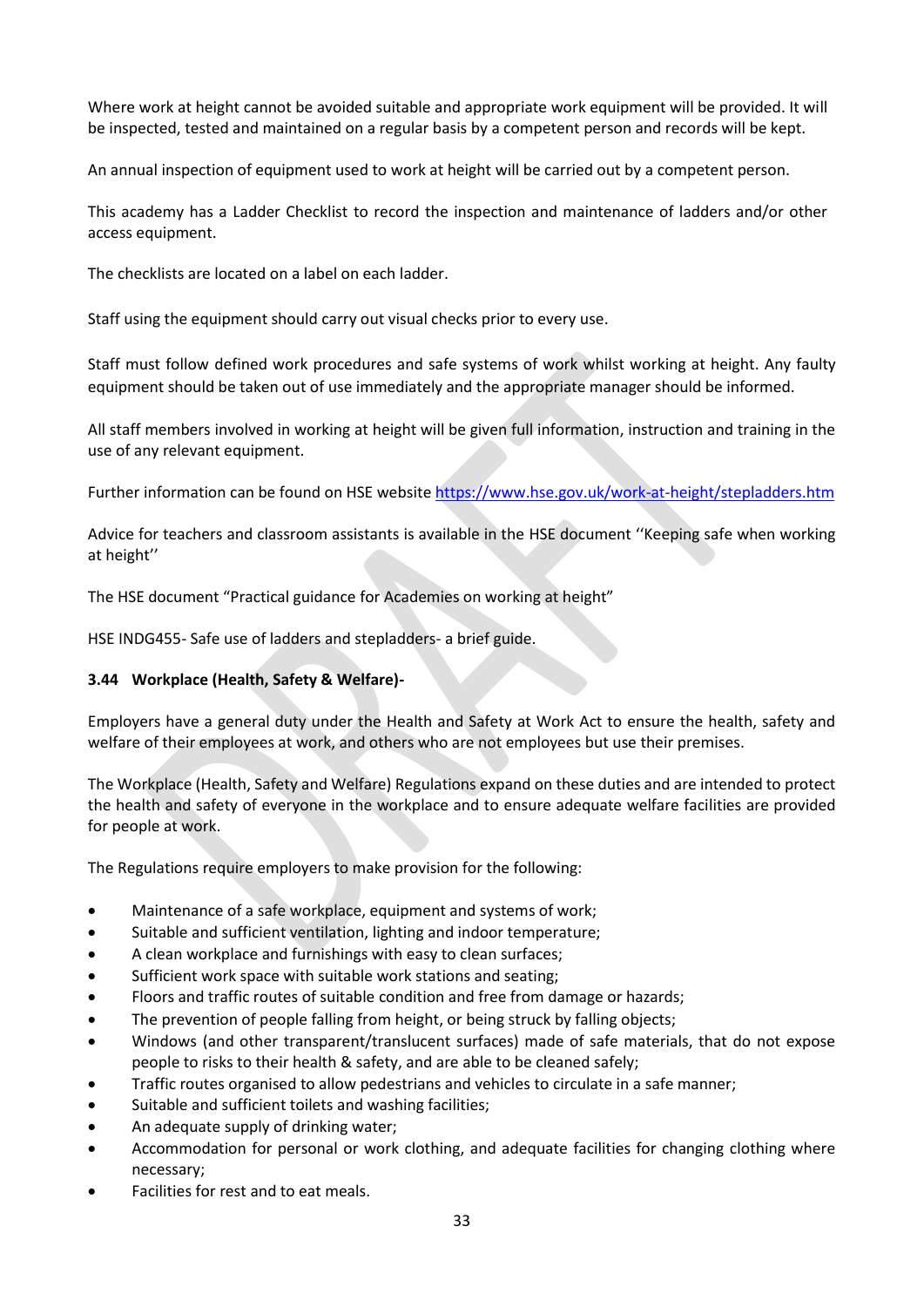Where work at height cannot be avoided suitable and appropriate work equipment will be provided. It will be inspected, tested and maintained on a regular basis by a competent person and records will be kept.

An annual inspection of equipment used to work at height will be carried out by a competent person.

This academy has a Ladder Checklist to record the inspection and maintenance of ladders and/or other access equipment.

The checklists are located on a label on each ladder.

Staff using the equipment should carry out visual checks prior to every use.

Staff must follow defined work procedures and safe systems of work whilst working at height. Any faulty equipment should be taken out of use immediately and the appropriate manager should be informed.

All staff members involved in working at height will be given full information, instruction and training in the use of any relevant equipment.

Further information can be found on HSE website https://www.hse.gov.uk/work-at-height/stepladders.htm

Advice for teachers and classroom assistants is available in the HSE document ''Keeping safe when working at height''

The HSE document "Practical guidance for Academies on working at height"

HSE INDG455- Safe use of ladders and stepladders- a brief guide.

### 3.44 Workplace (Health, Safety & Welfare)-

Employers have a general duty under the Health and Safety at Work Act to ensure the health, safety and welfare of their employees at work, and others who are not employees but use their premises.

The Workplace (Health, Safety and Welfare) Regulations expand on these duties and are intended to protect the health and safety of everyone in the workplace and to ensure adequate welfare facilities are provided for people at work.

The Regulations require employers to make provision for the following:

- Maintenance of a safe workplace, equipment and systems of work;
- Suitable and sufficient ventilation, lighting and indoor temperature;
- A clean workplace and furnishings with easy to clean surfaces;
- Sufficient work space with suitable work stations and seating;
- Floors and traffic routes of suitable condition and free from damage or hazards;
- The prevention of people falling from height, or being struck by falling objects;
- Windows (and other transparent/translucent surfaces) made of safe materials, that do not expose people to risks to their health & safety, and are able to be cleaned safely;
- Traffic routes organised to allow pedestrians and vehicles to circulate in a safe manner;
- Suitable and sufficient toilets and washing facilities;
- An adequate supply of drinking water;
- Accommodation for personal or work clothing, and adequate facilities for changing clothing where necessary;
- Facilities for rest and to eat meals.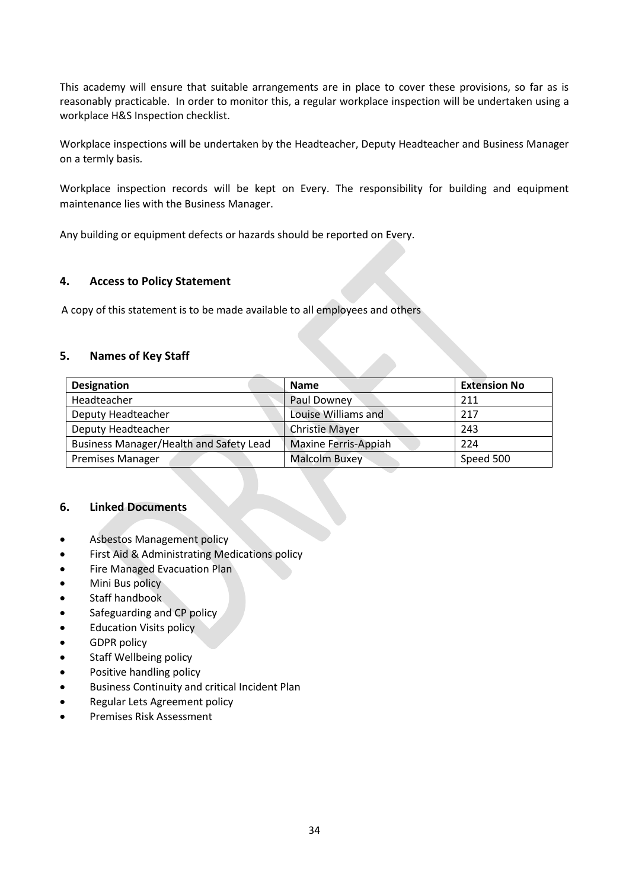This academy will ensure that suitable arrangements are in place to cover these provisions, so far as is reasonably practicable. In order to monitor this, a regular workplace inspection will be undertaken using a workplace H&S Inspection checklist.

Workplace inspections will be undertaken by the Headteacher, Deputy Headteacher and Business Manager on a termly basis.

Workplace inspection records will be kept on Every. The responsibility for building and equipment maintenance lies with the Business Manager.

Any building or equipment defects or hazards should be reported on Every.

## 4. Access to Policy Statement

A copy of this statement is to be made available to all employees and others

## 5. Names of Key Staff

| Designation | Name | Extension No |
|---|---|---|
| Headteacher | Paul Downey | 211 |
| Deputy Headteacher | Louise Williams and | 217 |
| Deputy Headteacher | Christie Mayer | 243 |
| Business Manager/Health and Safety Lead | Maxine Ferris-Appiah | 224 |
| Premises Manager | Malcolm Buxey | Speed 500 |

## 6. Linked Documents

- Asbestos Management policy
- First Aid & Administrating Medications policy
- Fire Managed Evacuation Plan
- Mini Bus policy
- Staff handbook
- Safeguarding and CP policy
- Education Visits policy
- GDPR policy
- Staff Wellbeing policy
- Positive handling policy
- Business Continuity and critical Incident Plan
- Regular Lets Agreement policy
- Premises Risk Assessment